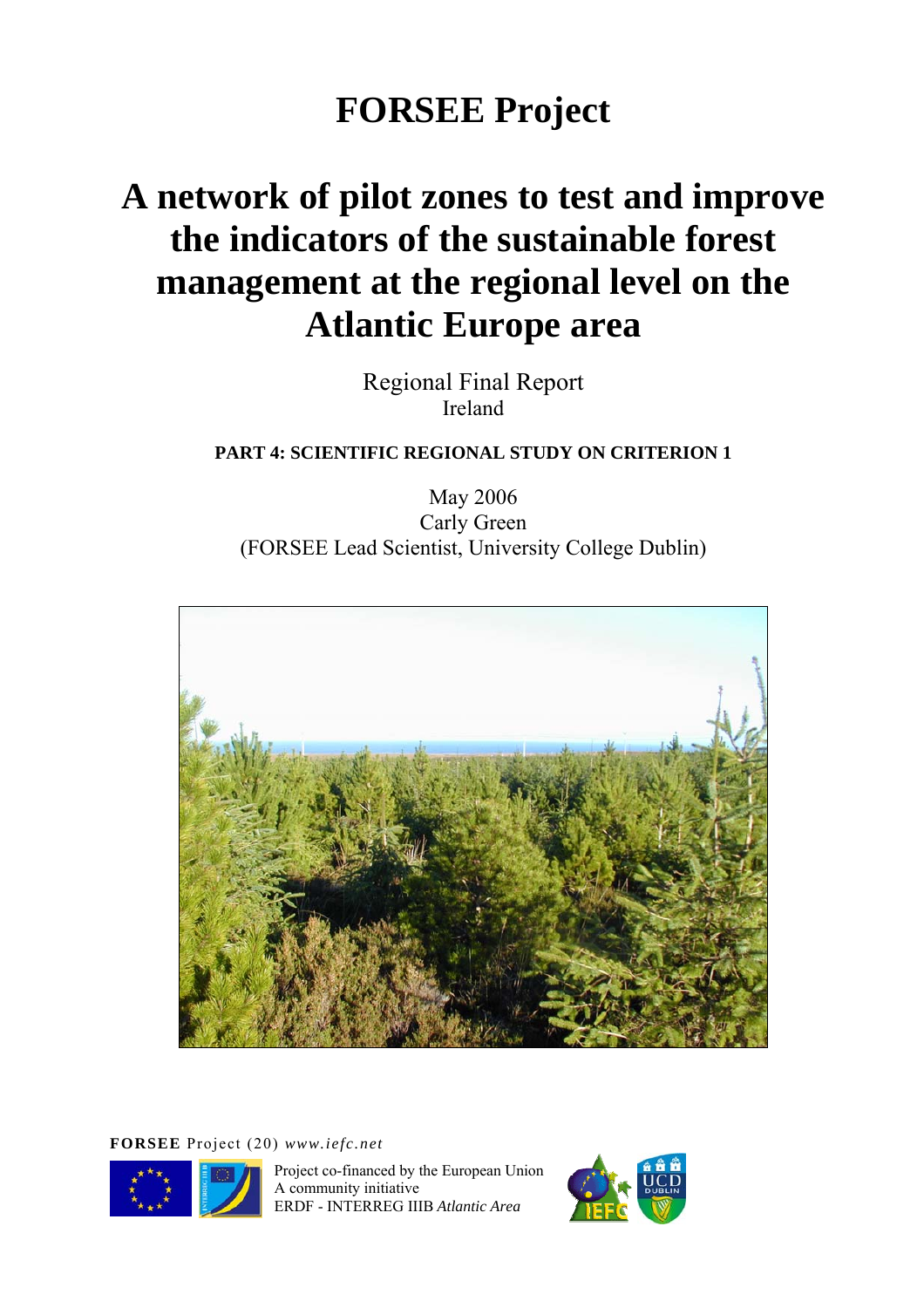# FORSEE Project

# A network of pilot zones to test and improve the indicators of the sustainable forest management at the regional level on the Atlantic Europe area

Regional Final Report
Ireland

**PART 4: SCIENTIFIC REGIONAL STUDY ON CRITERION 1**

May 2006
Carly Green
(FORSEE Lead Scientist, University College Dublin)

**FORSEE** Project (20) *www.iefc.net*

Project co-financed by the European Union
A community initiative
ERDF - INTERREG IIIB *Atlantic Area*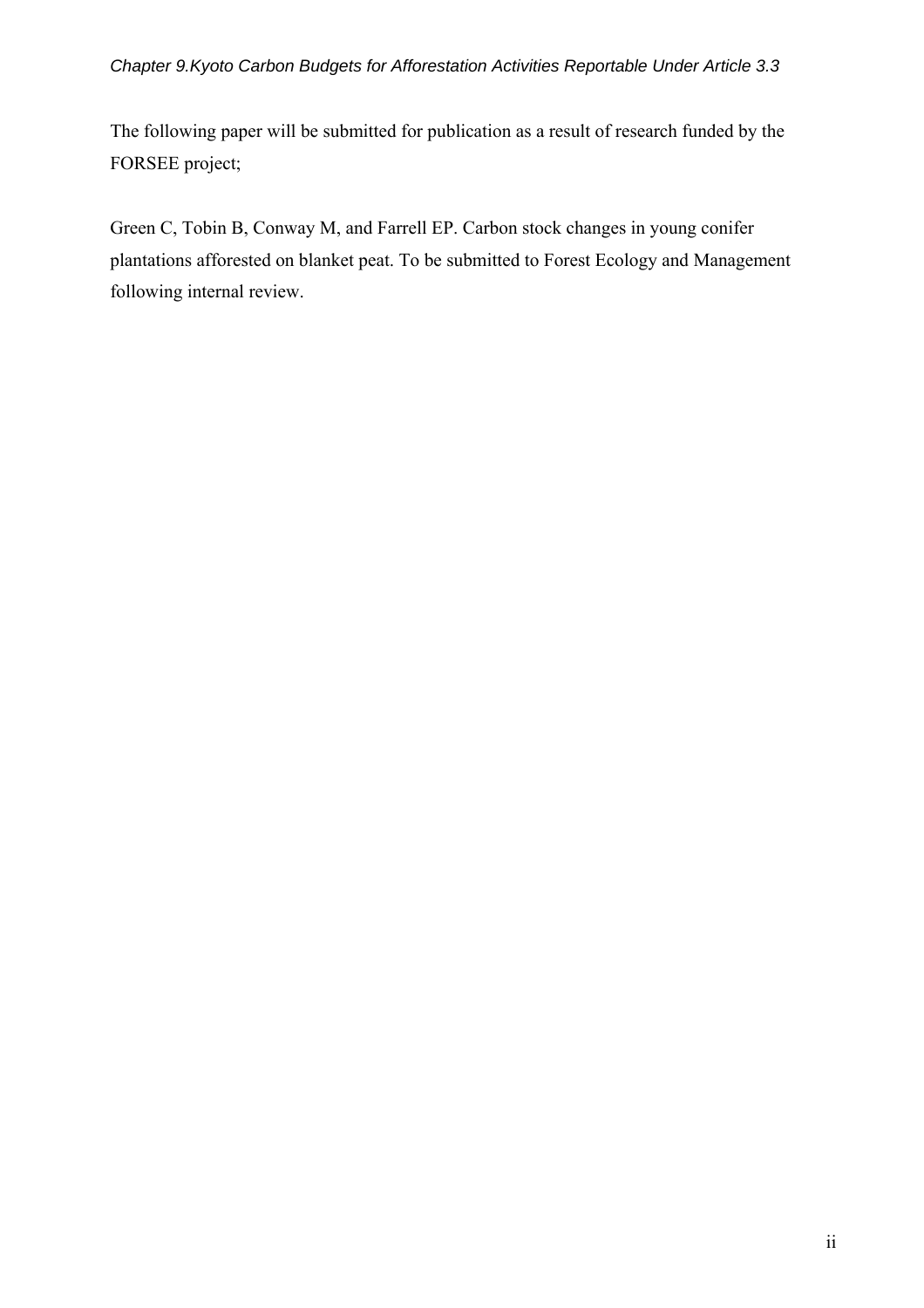The following paper will be submitted for publication as a result of research funded by the FORSEE project;

Green C, Tobin B, Conway M, and Farrell EP. Carbon stock changes in young conifer plantations afforested on blanket peat. To be submitted to Forest Ecology and Management following internal review.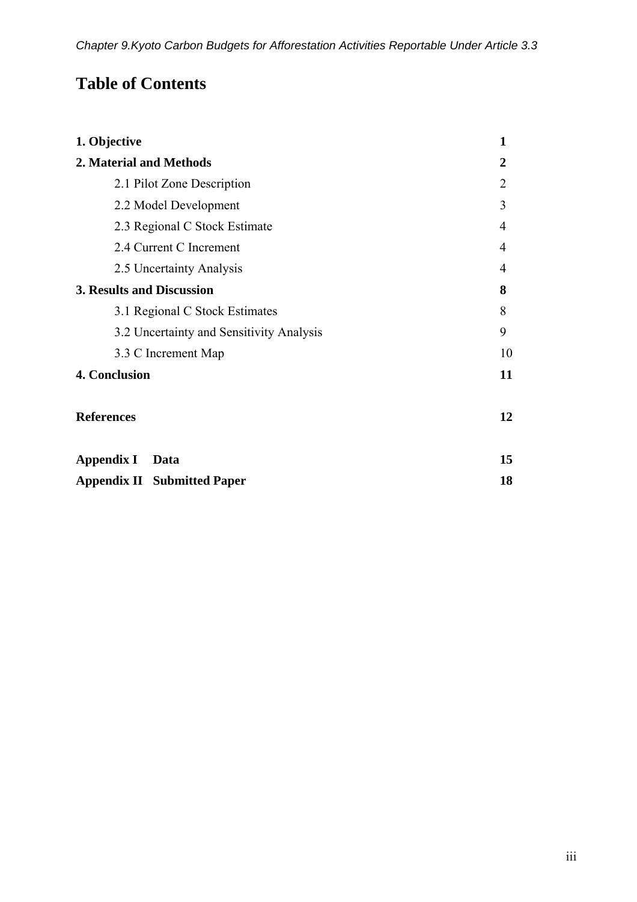# Table of Contents

| | |
|---|---|
| **1. Objective** | **1** |
| **2. Material and Methods** | **2** |
| 2.1 Pilot Zone Description | 2 |
| 2.2 Model Development | 3 |
| 2.3 Regional C Stock Estimate | 4 |
| 2.4 Current C Increment | 4 |
| 2.5 Uncertainty Analysis | 4 |
| **3. Results and Discussion** | **8** |
| 3.1 Regional C Stock Estimates | 8 |
| 3.2 Uncertainty and Sensitivity Analysis | 9 |
| 3.3 C Increment Map | 10 |
| **4. Conclusion** | **11** |
| **References** | **12** |
| **Appendix I Data** | **15** |
| **Appendix II Submitted Paper** | **18** |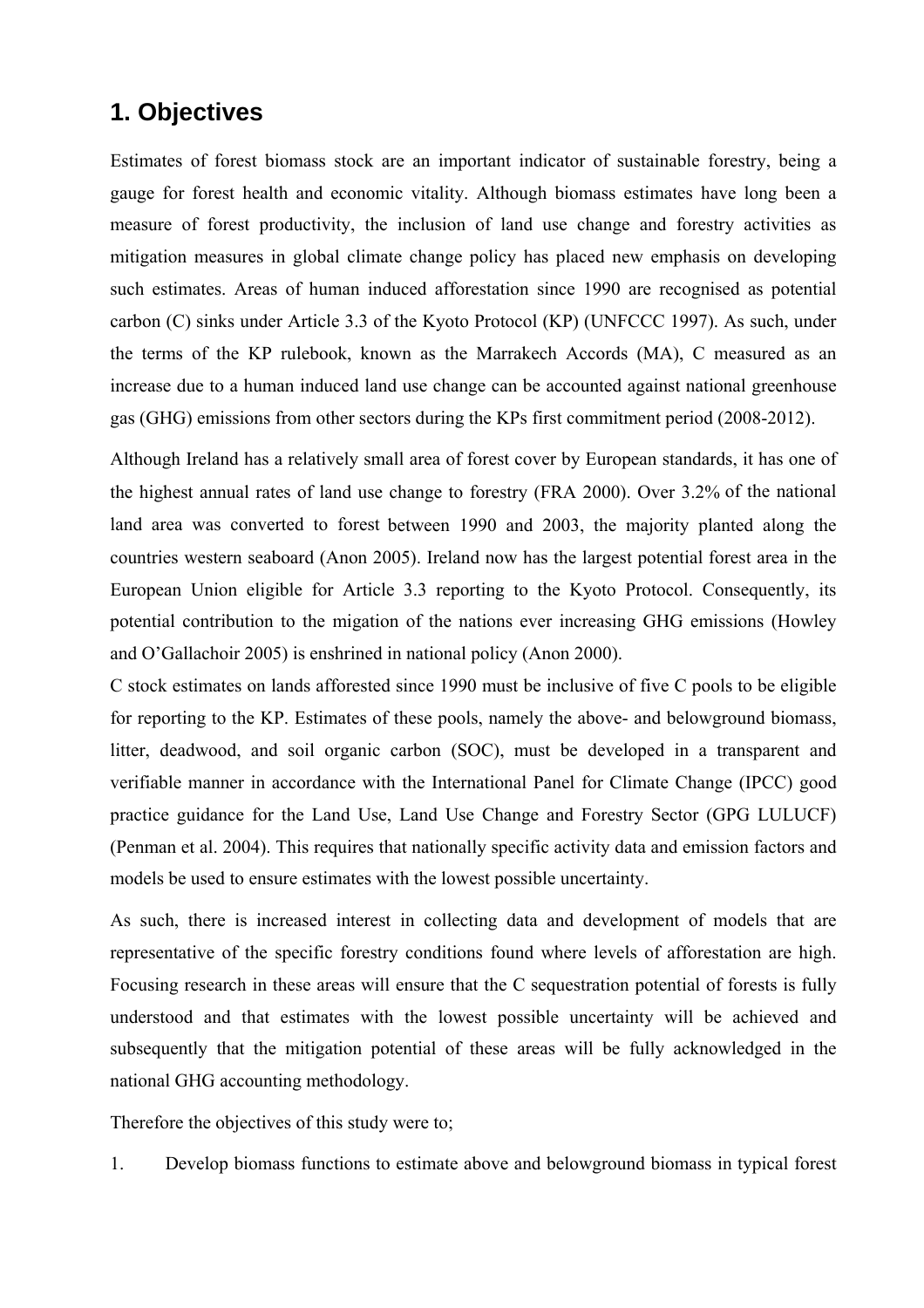## 1. Objectives

Estimates of forest biomass stock are an important indicator of sustainable forestry, being a gauge for forest health and economic vitality. Although biomass estimates have long been a measure of forest productivity, the inclusion of land use change and forestry activities as mitigation measures in global climate change policy has placed new emphasis on developing such estimates. Areas of human induced afforestation since 1990 are recognised as potential carbon (C) sinks under Article 3.3 of the Kyoto Protocol (KP) (UNFCCC 1997). As such, under the terms of the KP rulebook, known as the Marrakech Accords (MA), C measured as an increase due to a human induced land use change can be accounted against national greenhouse gas (GHG) emissions from other sectors during the KPs first commitment period (2008-2012).

Although Ireland has a relatively small area of forest cover by European standards, it has one of the highest annual rates of land use change to forestry (FRA 2000). Over 3.2% of the national land area was converted to forest between 1990 and 2003, the majority planted along the countries western seaboard (Anon 2005). Ireland now has the largest potential forest area in the European Union eligible for Article 3.3 reporting to the Kyoto Protocol. Consequently, its potential contribution to the migation of the nations ever increasing GHG emissions (Howley and O'Gallachoir 2005) is enshrined in national policy (Anon 2000).

C stock estimates on lands afforested since 1990 must be inclusive of five C pools to be eligible for reporting to the KP. Estimates of these pools, namely the above- and belowground biomass, litter, deadwood, and soil organic carbon (SOC), must be developed in a transparent and verifiable manner in accordance with the International Panel for Climate Change (IPCC) good practice guidance for the Land Use, Land Use Change and Forestry Sector (GPG LULUCF) (Penman et al. 2004). This requires that nationally specific activity data and emission factors and models be used to ensure estimates with the lowest possible uncertainty.

As such, there is increased interest in collecting data and development of models that are representative of the specific forestry conditions found where levels of afforestation are high. Focusing research in these areas will ensure that the C sequestration potential of forests is fully understood and that estimates with the lowest possible uncertainty will be achieved and subsequently that the mitigation potential of these areas will be fully acknowledged in the national GHG accounting methodology.

Therefore the objectives of this study were to;

1. Develop biomass functions to estimate above and belowground biomass in typical forest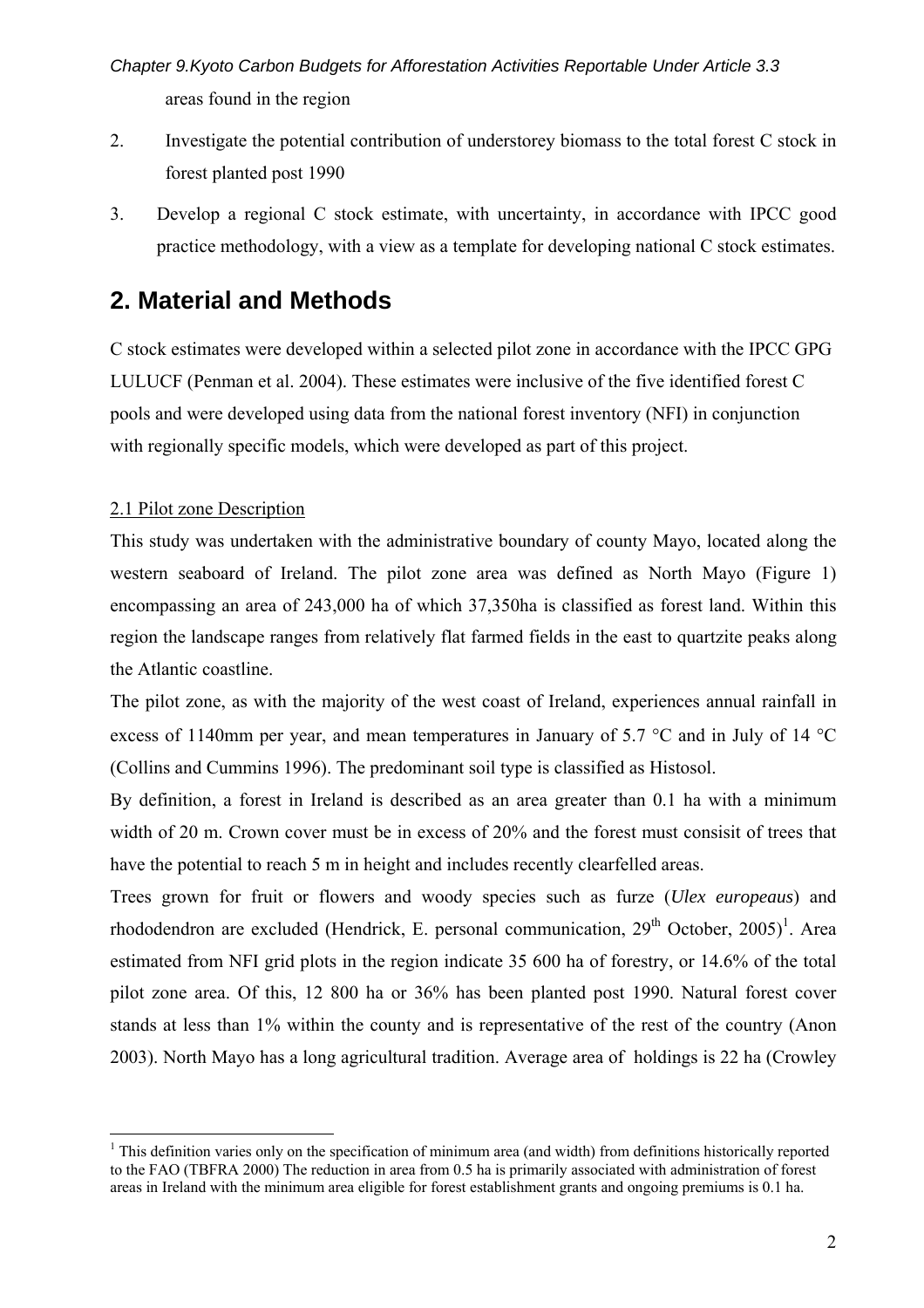areas found in the region

2. Investigate the potential contribution of understorey biomass to the total forest C stock in forest planted post 1990
3. Develop a regional C stock estimate, with uncertainty, in accordance with IPCC good practice methodology, with a view as a template for developing national C stock estimates.

## 2. Material and Methods

C stock estimates were developed within a selected pilot zone in accordance with the IPCC GPG LULUCF (Penman et al. 2004). These estimates were inclusive of the five identified forest C pools and were developed using data from the national forest inventory (NFI) in conjunction with regionally specific models, which were developed as part of this project.

### 2.1 Pilot zone Description

This study was undertaken with the administrative boundary of county Mayo, located along the western seaboard of Ireland. The pilot zone area was defined as North Mayo (Figure 1) encompassing an area of 243,000 ha of which 37,350ha is classified as forest land. Within this region the landscape ranges from relatively flat farmed fields in the east to quartzite peaks along the Atlantic coastline.

The pilot zone, as with the majority of the west coast of Ireland, experiences annual rainfall in excess of 1140mm per year, and mean temperatures in January of 5.7 °C and in July of 14 °C (Collins and Cummins 1996). The predominant soil type is classified as Histosol.

By definition, a forest in Ireland is described as an area greater than 0.1 ha with a minimum width of 20 m. Crown cover must be in excess of 20% and the forest must consisit of trees that have the potential to reach 5 m in height and includes recently clearfelled areas.

Trees grown for fruit or flowers and woody species such as furze (*Ulex europeaus*) and rhododendron are excluded (Hendrick, E. personal communication, 29th October, 2005)[1]. Area estimated from NFI grid plots in the region indicate 35 600 ha of forestry, or 14.6% of the total pilot zone area. Of this, 12 800 ha or 36% has been planted post 1990. Natural forest cover stands at less than 1% within the county and is representative of the rest of the country (Anon 2003). North Mayo has a long agricultural tradition. Average area of holdings is 22 ha (Crowley

[1] This definition varies only on the specification of minimum area (and width) from definitions historically reported to the FAO (TBFRA 2000) The reduction in area from 0.5 ha is primarily associated with administration of forest areas in Ireland with the minimum area eligible for forest establishment grants and ongoing premiums is 0.1 ha.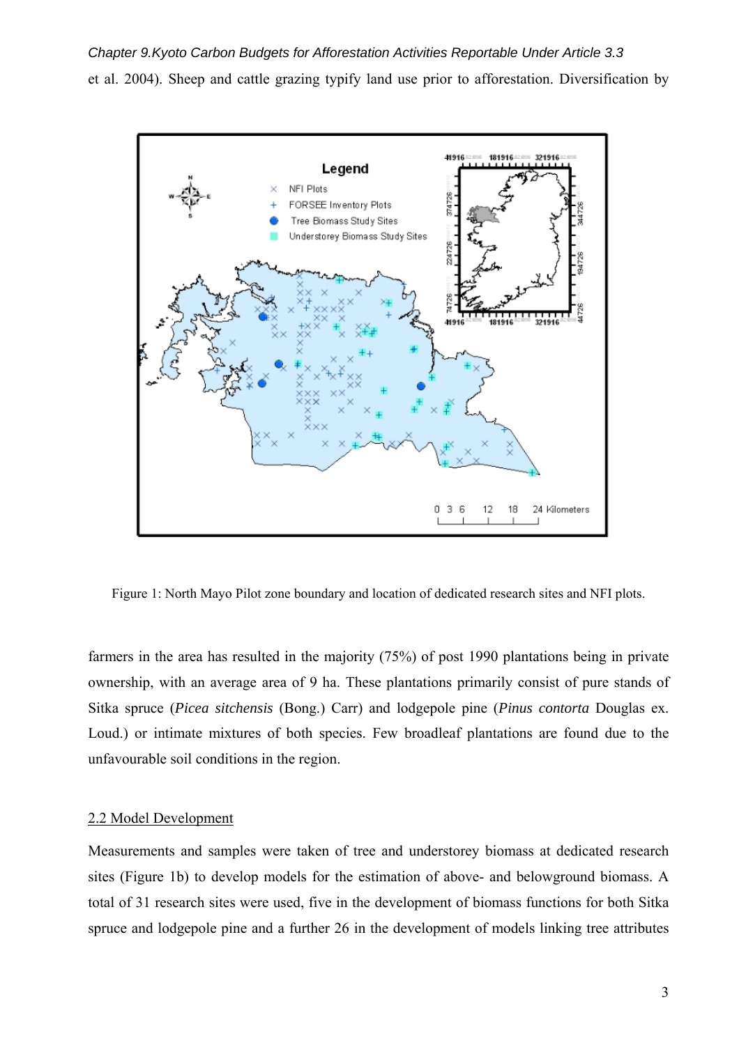et al. 2004). Sheep and cattle grazing typify land use prior to afforestation. Diversification by

Figure 1: North Mayo Pilot zone boundary and location of dedicated research sites and NFI plots.

farmers in the area has resulted in the majority (75%) of post 1990 plantations being in private ownership, with an average area of 9 ha. These plantations primarily consist of pure stands of Sitka spruce (*Picea sitchensis* (Bong.) Carr) and lodgepole pine (*Pinus contorta* Douglas ex. Loud.) or intimate mixtures of both species. Few broadleaf plantations are found due to the unfavourable soil conditions in the region.

## 2.2 Model Development

Measurements and samples were taken of tree and understorey biomass at dedicated research sites (Figure 1b) to develop models for the estimation of above- and belowground biomass. A total of 31 research sites were used, five in the development of biomass functions for both Sitka spruce and lodgepole pine and a further 26 in the development of models linking tree attributes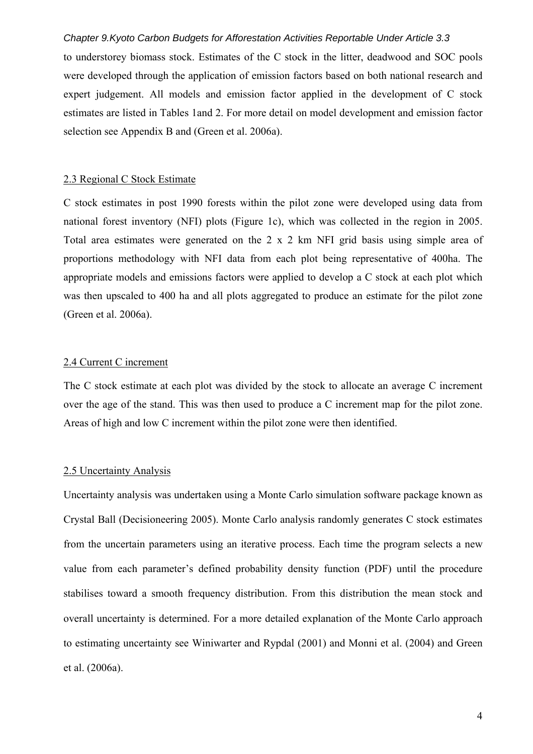to understorey biomass stock. Estimates of the C stock in the litter, deadwood and SOC pools were developed through the application of emission factors based on both national research and expert judgement. All models and emission factor applied in the development of C stock estimates are listed in Tables 1and 2. For more detail on model development and emission factor selection see Appendix B and (Green et al. 2006a).

## 2.3 Regional C Stock Estimate

C stock estimates in post 1990 forests within the pilot zone were developed using data from national forest inventory (NFI) plots (Figure 1c), which was collected in the region in 2005. Total area estimates were generated on the 2 x 2 km NFI grid basis using simple area of proportions methodology with NFI data from each plot being representative of 400ha. The appropriate models and emissions factors were applied to develop a C stock at each plot which was then upscaled to 400 ha and all plots aggregated to produce an estimate for the pilot zone (Green et al. 2006a).

## 2.4 Current C increment

The C stock estimate at each plot was divided by the stock to allocate an average C increment over the age of the stand. This was then used to produce a C increment map for the pilot zone. Areas of high and low C increment within the pilot zone were then identified.

## 2.5 Uncertainty Analysis

Uncertainty analysis was undertaken using a Monte Carlo simulation software package known as Crystal Ball (Decisioneering 2005). Monte Carlo analysis randomly generates C stock estimates from the uncertain parameters using an iterative process. Each time the program selects a new value from each parameter's defined probability density function (PDF) until the procedure stabilises toward a smooth frequency distribution. From this distribution the mean stock and overall uncertainty is determined. For a more detailed explanation of the Monte Carlo approach to estimating uncertainty see Winiwarter and Rypdal (2001) and Monni et al. (2004) and Green et al. (2006a).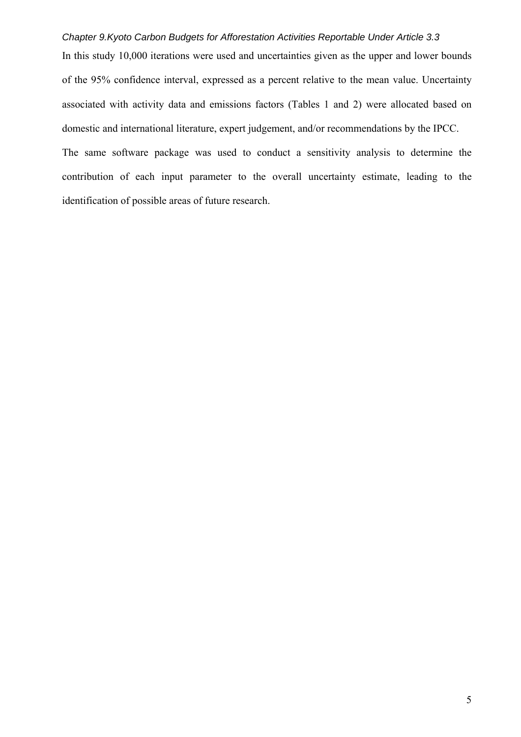In this study 10,000 iterations were used and uncertainties given as the upper and lower bounds of the 95% confidence interval, expressed as a percent relative to the mean value. Uncertainty associated with activity data and emissions factors (Tables 1 and 2) were allocated based on domestic and international literature, expert judgement, and/or recommendations by the IPCC.

The same software package was used to conduct a sensitivity analysis to determine the contribution of each input parameter to the overall uncertainty estimate, leading to the identification of possible areas of future research.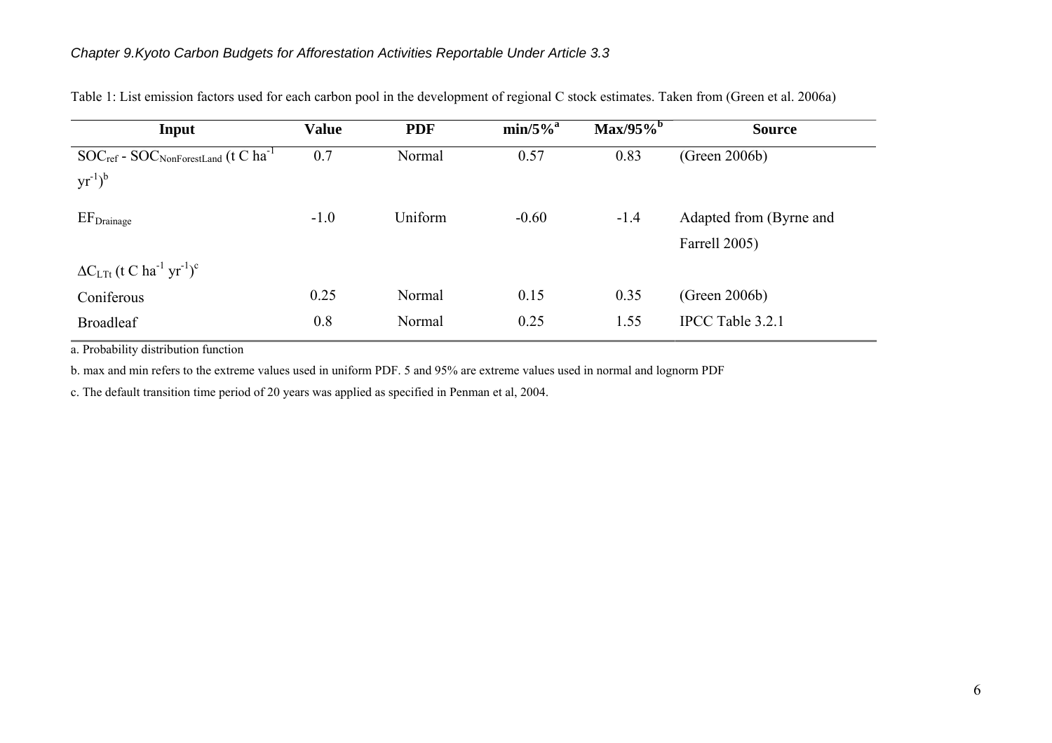Table 1: List emission factors used for each carbon pool in the development of regional C stock estimates. Taken from (Green et al. 2006a)

| Input | Value | PDF | min/5%[a] | Max/95%[b] | Source |
|---|---|---|---|---|---|
| $SOC_{ref}$ - $SOC_{NonForestLand}$ (t C $ha^{-1}$ $yr^{-1}$)[b] | 0.7 | Normal | 0.57 | 0.83 | (Green 2006b) |
| $EF_{Drainage}$ | -1.0 | Uniform | -0.60 | -1.4 | Adapted from (Byrne and Farrell 2005) |
| $\Delta C_{LTt}$ (t C $ha^{-1}$ $yr^{-1}$)[c] | | | | | |
| Coniferous | 0.25 | Normal | 0.15 | 0.35 | (Green 2006b) |
| Broadleaf | 0.8 | Normal | 0.25 | 1.55 | IPCC Table 3.2.1 |

a. Probability distribution function

b. max and min refers to the extreme values used in uniform PDF. 5 and 95% are extreme values used in normal and lognorm PDF

c. The default transition time period of 20 years was applied as specified in Penman et al, 2004.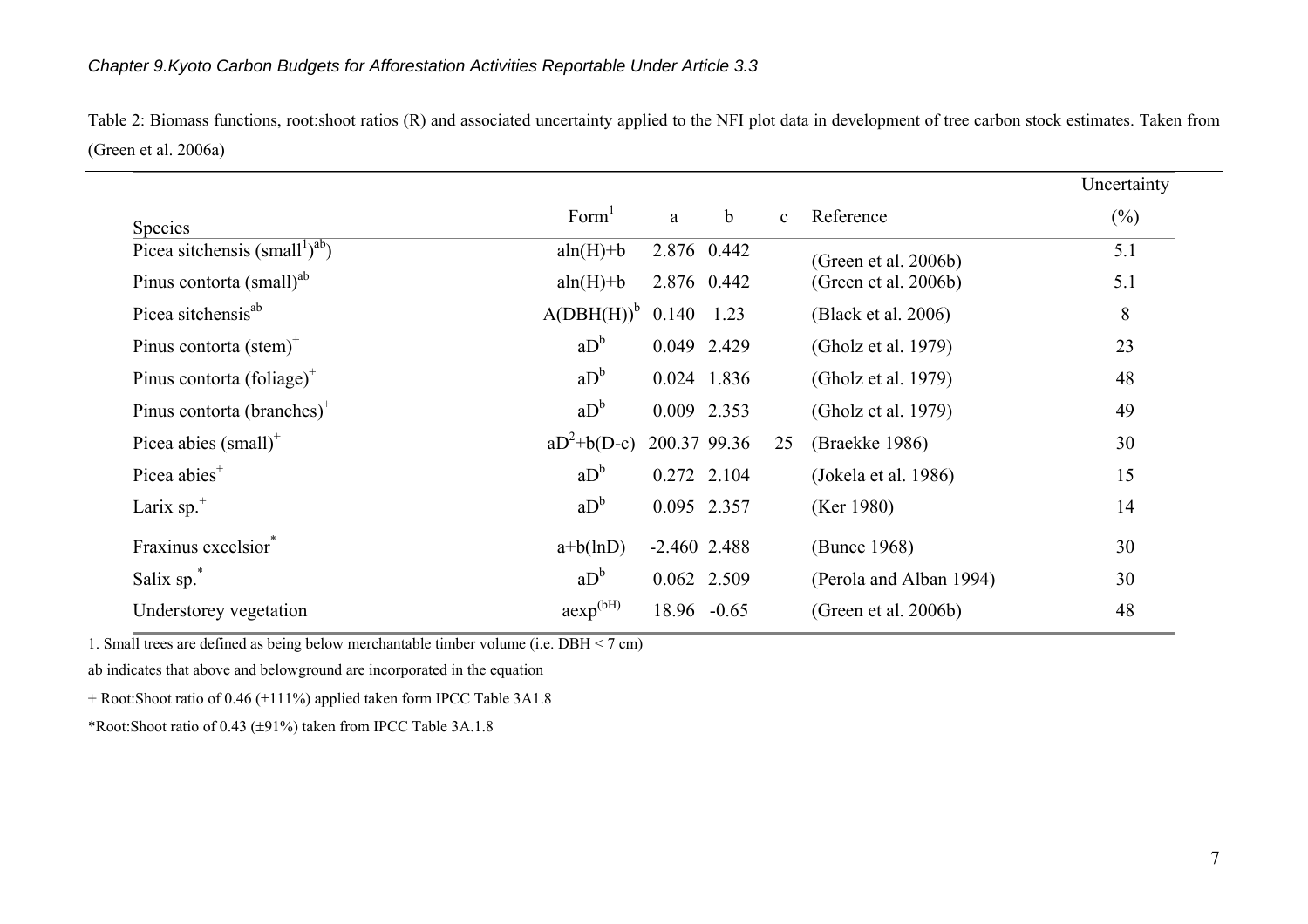Table 2: Biomass functions, root:shoot ratios (R) and associated uncertainty applied to the NFI plot data in development of tree carbon stock estimates. Taken from (Green et al. 2006a)

| Species | Form[1] | a | b | c | Reference | Uncertainty (%) |
|---|---|---|---|---|---|---|
| Picea sitchensis (small[1])[ab] | aln(H)+b | 2.876 | 0.442 | | (Green et al. 2006b) | 5.1 |
| Pinus contorta (small)[ab] | aln(H)+b | 2.876 | 0.442 | | (Green et al. 2006b) | 5.1 |
| Picea sitchensis[ab] | $A(DBH(H))^b$ | 0.140 | 1.23 | | (Black et al. 2006) | 8 |
| Pinus contorta (stem)[+] | $aD^b$ | 0.049 | 2.429 | | (Gholz et al. 1979) | 23 |
| Pinus contorta (foliage)[+] | $aD^b$ | 0.024 | 1.836 | | (Gholz et al. 1979) | 48 |
| Pinus contorta (branches)[+] | $aD^b$ | 0.009 | 2.353 | | (Gholz et al. 1979) | 49 |
| Picea abies (small)[+] | $aD^2+b(D-c)$ | 200.37 | 99.36 | 25 | (Braekke 1986) | 30 |
| Picea abies[+] | $aD^b$ | 0.272 | 2.104 | | (Jokela et al. 1986) | 15 |
| Larix sp.[+] | $aD^b$ | 0.095 | 2.357 | | (Ker 1980) | 14 |
| Fraxinus excelsior[*] | a+b(lnD) | -2.460 | 2.488 | | (Bunce 1968) | 30 |
| Salix sp.[*] | $aD^b$ | 0.062 | 2.509 | | (Perola and Alban 1994) | 30 |
| Understorey vegetation | $a\exp^{(bH)}$ | 18.96 | -0.65 | | (Green et al. 2006b) | 48 |

1. Small trees are defined as being below merchantable timber volume (i.e. DBH < 7 cm)

ab indicates that above and belowground are incorporated in the equation

+ Root:Shoot ratio of 0.46 (±111%) applied taken form IPCC Table 3A1.8

*Root:Shoot ratio of 0.43 (±91%) taken from IPCC Table 3A.1.8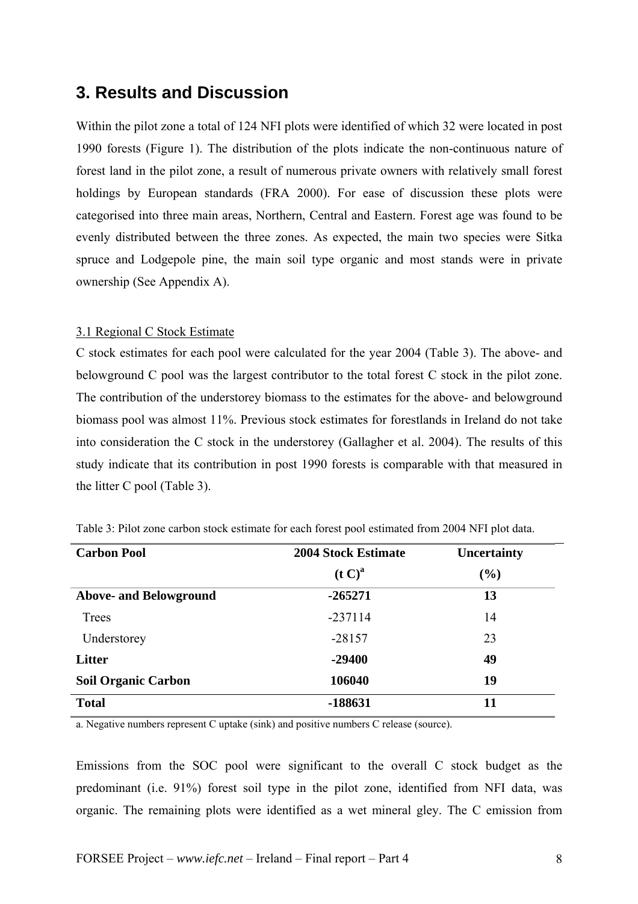## 3. Results and Discussion

Within the pilot zone a total of 124 NFI plots were identified of which 32 were located in post 1990 forests (Figure 1). The distribution of the plots indicate the non-continuous nature of forest land in the pilot zone, a result of numerous private owners with relatively small forest holdings by European standards (FRA 2000). For ease of discussion these plots were categorised into three main areas, Northern, Central and Eastern. Forest age was found to be evenly distributed between the three zones. As expected, the main two species were Sitka spruce and Lodgepole pine, the main soil type organic and most stands were in private ownership (See Appendix A).

### 3.1 Regional C Stock Estimate

C stock estimates for each pool were calculated for the year 2004 (Table 3). The above- and belowground C pool was the largest contributor to the total forest C stock in the pilot zone. The contribution of the understorey biomass to the estimates for the above- and belowground biomass pool was almost 11%. Previous stock estimates for forestlands in Ireland do not take into consideration the C stock in the understorey (Gallagher et al. 2004). The results of this study indicate that its contribution in post 1990 forests is comparable with that measured in the litter C pool (Table 3).

Table 3: Pilot zone carbon stock estimate for each forest pool estimated from 2004 NFI plot data.

| Carbon Pool | 2004 Stock Estimate (t C)[a] | Uncertainty (%) |
|---|---|---|
| **Above- and Belowground** | **-265271** | **13** |
| Trees | -237114 | 14 |
| Understorey | -28157 | 23 |
| **Litter** | **-29400** | **49** |
| **Soil Organic Carbon** | **106040** | **19** |
| **Total** | **-188631** | **11** |

a. Negative numbers represent C uptake (sink) and positive numbers C release (source).

Emissions from the SOC pool were significant to the overall C stock budget as the predominant (i.e. 91%) forest soil type in the pilot zone, identified from NFI data, was organic. The remaining plots were identified as a wet mineral gley. The C emission from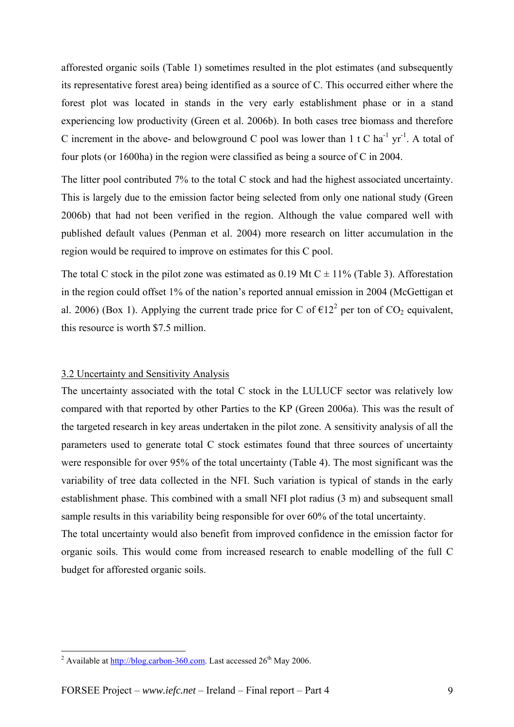afforested organic soils (Table 1) sometimes resulted in the plot estimates (and subsequently its representative forest area) being identified as a source of C. This occurred either where the forest plot was located in stands in the very early establishment phase or in a stand experiencing low productivity (Green et al. 2006b). In both cases tree biomass and therefore C increment in the above- and belowground C pool was lower than 1 t C $ha^{-1}$ $yr^{-1}$. A total of four plots (or 1600ha) in the region were classified as being a source of C in 2004.

The litter pool contributed 7% to the total C stock and had the highest associated uncertainty. This is largely due to the emission factor being selected from only one national study (Green 2006b) that had not been verified in the region. Although the value compared well with published default values (Penman et al. 2004) more research on litter accumulation in the region would be required to improve on estimates for this C pool.

The total C stock in the pilot zone was estimated as 0.19 Mt C ± 11% (Table 3). Afforestation in the region could offset 1% of the nation's reported annual emission in 2004 (McGettigan et al. 2006) (Box 1). Applying the current trade price for C of €12[2] per ton of $CO_2$ equivalent, this resource is worth $7.5 million.

## 3.2 Uncertainty and Sensitivity Analysis

The uncertainty associated with the total C stock in the LULUCF sector was relatively low compared with that reported by other Parties to the KP (Green 2006a). This was the result of the targeted research in key areas undertaken in the pilot zone. A sensitivity analysis of all the parameters used to generate total C stock estimates found that three sources of uncertainty were responsible for over 95% of the total uncertainty (Table 4). The most significant was the variability of tree data collected in the NFI. Such variation is typical of stands in the early establishment phase. This combined with a small NFI plot radius (3 m) and subsequent small sample results in this variability being responsible for over 60% of the total uncertainty.

The total uncertainty would also benefit from improved confidence in the emission factor for organic soils. This would come from increased research to enable modelling of the full C budget for afforested organic soils.

---

[2] Available at http://blog.carbon-360.com. Last accessed 26th May 2006.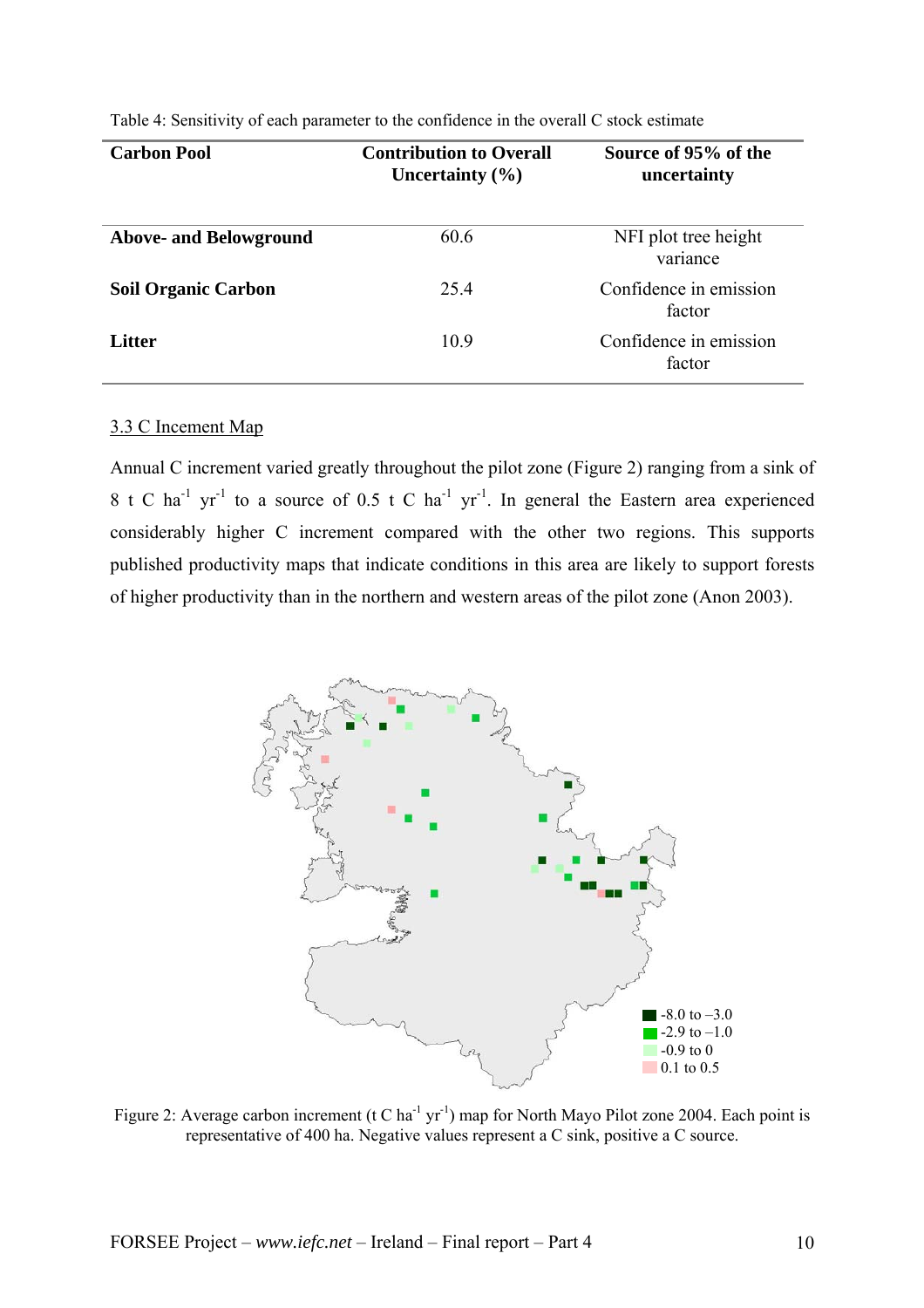Table 4: Sensitivity of each parameter to the confidence in the overall C stock estimate

| Carbon Pool | Contribution to Overall Uncertainty (%) | Source of 95% of the uncertainty |
|---|---|---|
| **Above- and Belowground** | 60.6 | NFI plot tree height variance |
| **Soil Organic Carbon** | 25.4 | Confidence in emission factor |
| **Litter** | 10.9 | Confidence in emission factor |

3.3 C Incement Map

Annual C increment varied greatly throughout the pilot zone (Figure 2) ranging from a sink of 8 t C $ha^{-1}$ $yr^{-1}$ to a source of 0.5 t C $ha^{-1}$ $yr^{-1}$. In general the Eastern area experienced considerably higher C increment compared with the other two regions. This supports published productivity maps that indicate conditions in this area are likely to support forests of higher productivity than in the northern and western areas of the pilot zone (Anon 2003).

-8.0 to –3.0
-2.9 to –1.0
-0.9 to 0
0.1 to 0.5

Figure 2: Average carbon increment (t C $ha^{-1}$ $yr^{-1}$) map for North Mayo Pilot zone 2004. Each point is representative of 400 ha. Negative values represent a C sink, positive a C source.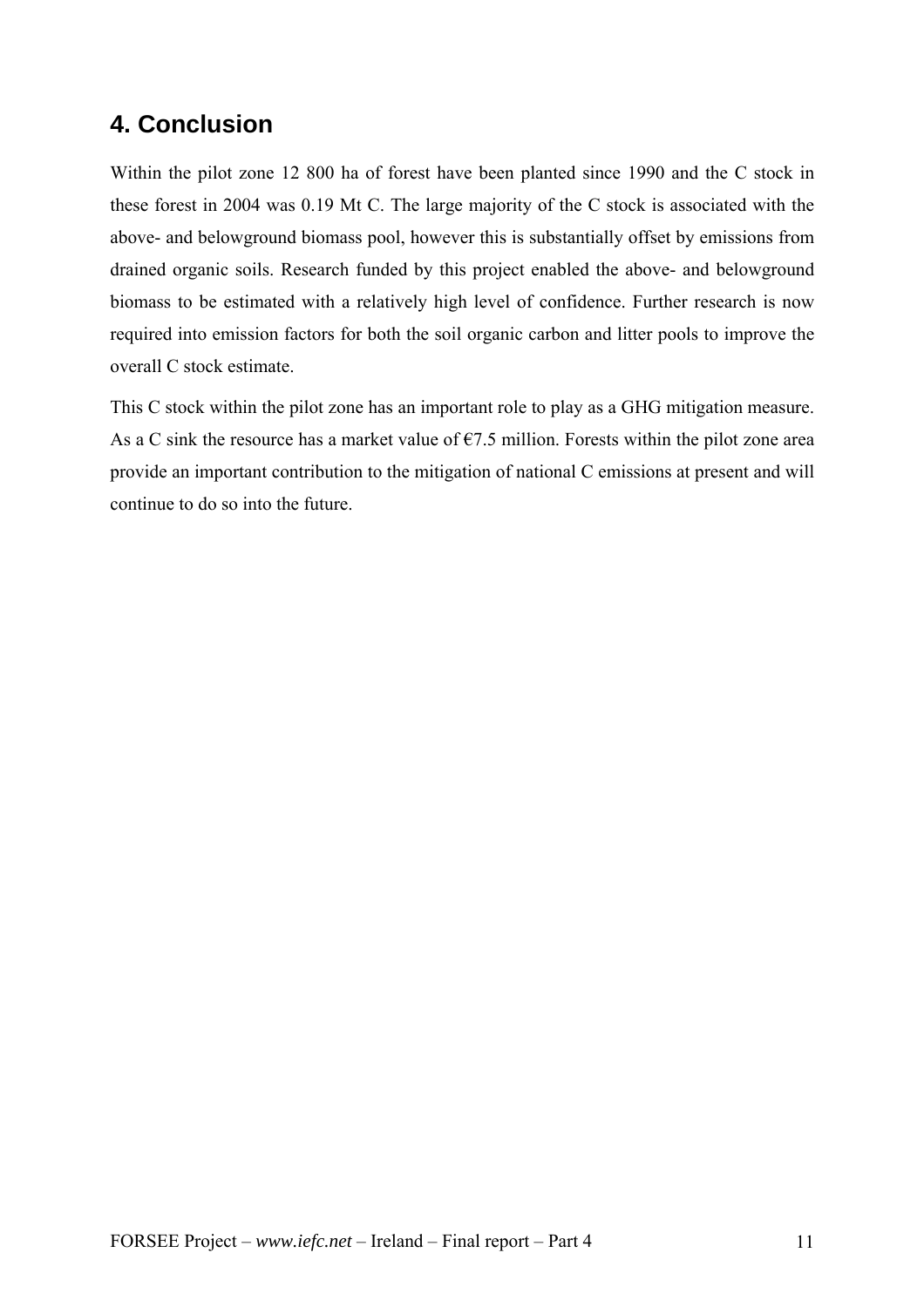# 4. Conclusion

Within the pilot zone 12 800 ha of forest have been planted since 1990 and the C stock in these forest in 2004 was 0.19 Mt C. The large majority of the C stock is associated with the above- and belowground biomass pool, however this is substantially offset by emissions from drained organic soils. Research funded by this project enabled the above- and belowground biomass to be estimated with a relatively high level of confidence. Further research is now required into emission factors for both the soil organic carbon and litter pools to improve the overall C stock estimate.

This C stock within the pilot zone has an important role to play as a GHG mitigation measure. As a C sink the resource has a market value of €7.5 million. Forests within the pilot zone area provide an important contribution to the mitigation of national C emissions at present and will continue to do so into the future.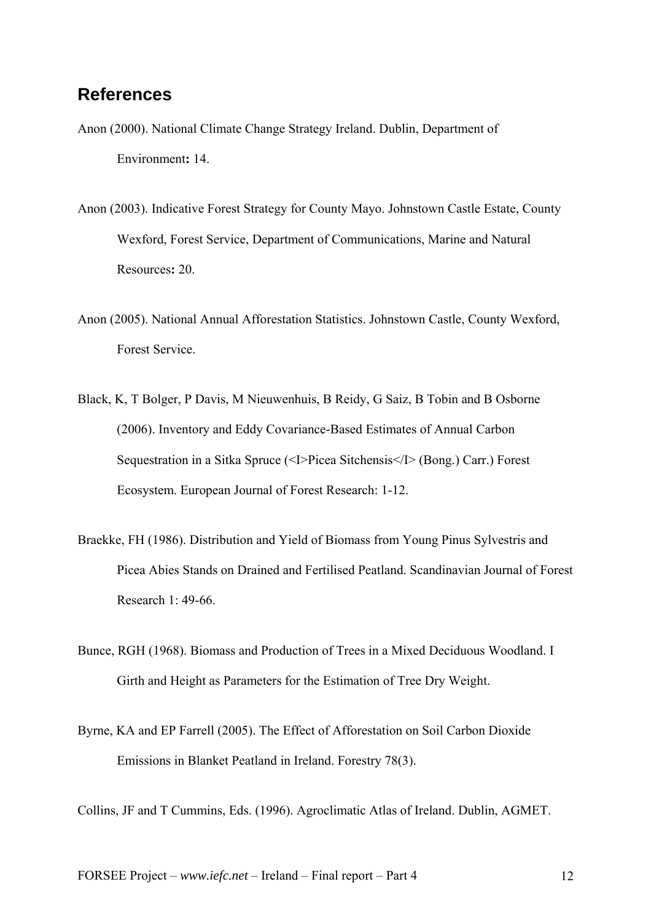## References

Anon (2000). National Climate Change Strategy Ireland. Dublin, Department of Environment**:** 14.

Anon (2003). Indicative Forest Strategy for County Mayo. Johnstown Castle Estate, County Wexford, Forest Service, Department of Communications, Marine and Natural Resources**:** 20.

Anon (2005). National Annual Afforestation Statistics. Johnstown Castle, County Wexford, Forest Service.

Black, K, T Bolger, P Davis, M Nieuwenhuis, B Reidy, G Saiz, B Tobin and B Osborne (2006). Inventory and Eddy Covariance-Based Estimates of Annual Carbon Sequestration in a Sitka Spruce (<I>Picea Sitchensis</I> (Bong.) Carr.) Forest Ecosystem. European Journal of Forest Research: 1-12.

Braekke, FH (1986). Distribution and Yield of Biomass from Young Pinus Sylvestris and Picea Abies Stands on Drained and Fertilised Peatland. Scandinavian Journal of Forest Research 1: 49-66.

Bunce, RGH (1968). Biomass and Production of Trees in a Mixed Deciduous Woodland. I Girth and Height as Parameters for the Estimation of Tree Dry Weight.

Byrne, KA and EP Farrell (2005). The Effect of Afforestation on Soil Carbon Dioxide Emissions in Blanket Peatland in Ireland. Forestry 78(3).

Collins, JF and T Cummins, Eds. (1996). Agroclimatic Atlas of Ireland. Dublin, AGMET.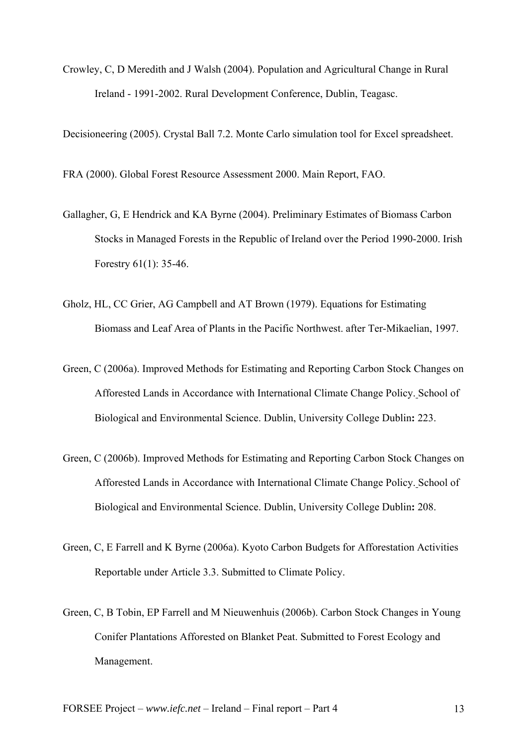Crowley, C, D Meredith and J Walsh (2004). Population and Agricultural Change in Rural Ireland - 1991-2002. Rural Development Conference, Dublin, Teagasc.

Decisioneering (2005). Crystal Ball 7.2. Monte Carlo simulation tool for Excel spreadsheet.

FRA (2000). Global Forest Resource Assessment 2000. Main Report, FAO.

Gallagher, G, E Hendrick and KA Byrne (2004). Preliminary Estimates of Biomass Carbon Stocks in Managed Forests in the Republic of Ireland over the Period 1990-2000. Irish Forestry 61(1): 35-46.

Gholz, HL, CC Grier, AG Campbell and AT Brown (1979). Equations for Estimating Biomass and Leaf Area of Plants in the Pacific Northwest. after Ter-Mikaelian, 1997.

Green, C (2006a). Improved Methods for Estimating and Reporting Carbon Stock Changes on Afforested Lands in Accordance with International Climate Change Policy. School of Biological and Environmental Science. Dublin, University College Dublin**:** 223.

Green, C (2006b). Improved Methods for Estimating and Reporting Carbon Stock Changes on Afforested Lands in Accordance with International Climate Change Policy. School of Biological and Environmental Science. Dublin, University College Dublin**:** 208.

Green, C, E Farrell and K Byrne (2006a). Kyoto Carbon Budgets for Afforestation Activities Reportable under Article 3.3. Submitted to Climate Policy.

Green, C, B Tobin, EP Farrell and M Nieuwenhuis (2006b). Carbon Stock Changes in Young Conifer Plantations Afforested on Blanket Peat. Submitted to Forest Ecology and Management.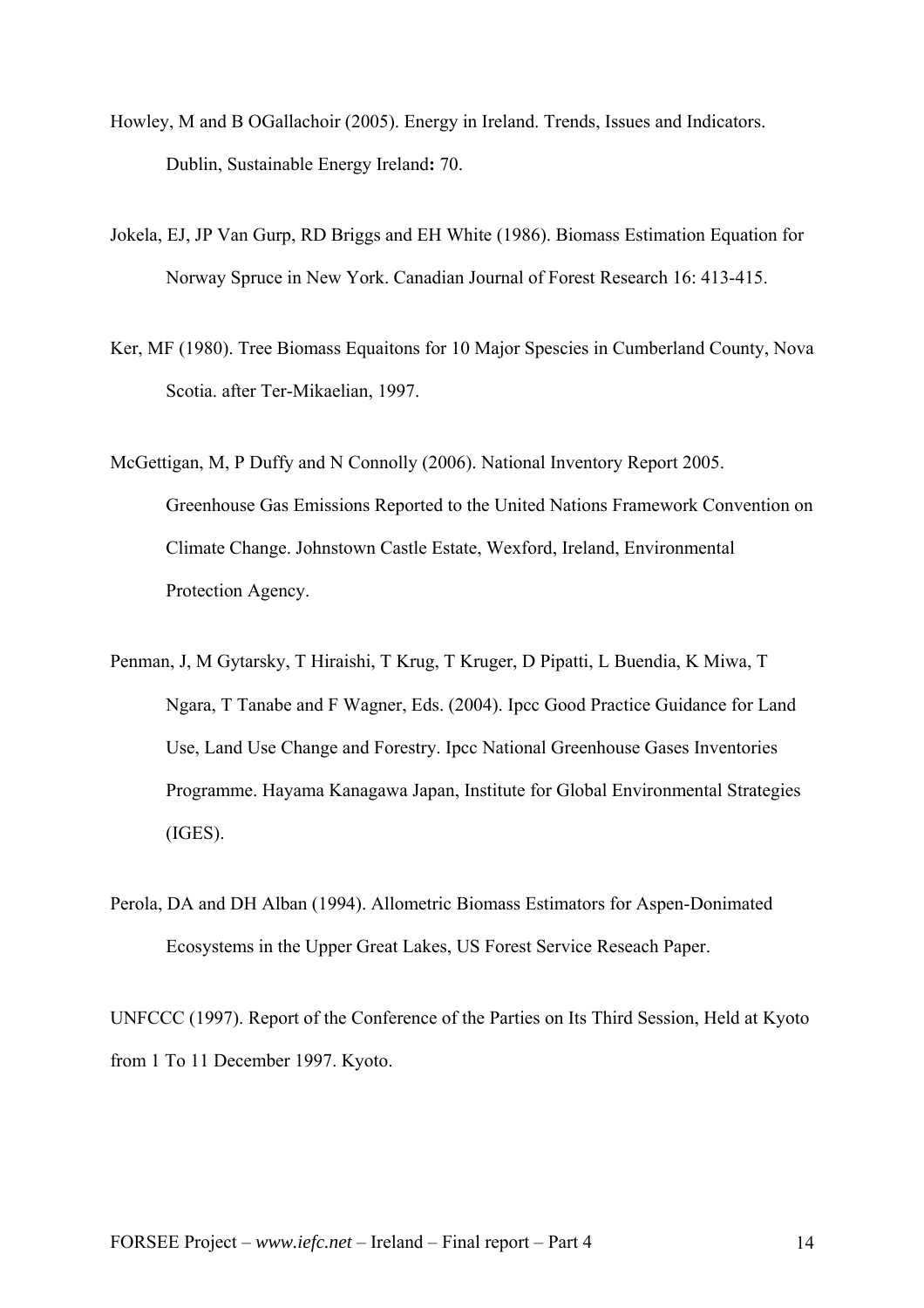Howley, M and B OGallachoir (2005). Energy in Ireland. Trends, Issues and Indicators. Dublin, Sustainable Energy Ireland**:** 70.

Jokela, EJ, JP Van Gurp, RD Briggs and EH White (1986). Biomass Estimation Equation for Norway Spruce in New York. Canadian Journal of Forest Research 16: 413-415.

Ker, MF (1980). Tree Biomass Equaitons for 10 Major Spescies in Cumberland County, Nova Scotia. after Ter-Mikaelian, 1997.

McGettigan, M, P Duffy and N Connolly (2006). National Inventory Report 2005. Greenhouse Gas Emissions Reported to the United Nations Framework Convention on Climate Change. Johnstown Castle Estate, Wexford, Ireland, Environmental Protection Agency.

Penman, J, M Gytarsky, T Hiraishi, T Krug, T Kruger, D Pipatti, L Buendia, K Miwa, T Ngara, T Tanabe and F Wagner, Eds. (2004). Ipcc Good Practice Guidance for Land Use, Land Use Change and Forestry. Ipcc National Greenhouse Gases Inventories Programme. Hayama Kanagawa Japan, Institute for Global Environmental Strategies (IGES).

Perola, DA and DH Alban (1994). Allometric Biomass Estimators for Aspen-Donimated Ecosystems in the Upper Great Lakes, US Forest Service Reseach Paper.

UNFCCC (1997). Report of the Conference of the Parties on Its Third Session, Held at Kyoto from 1 To 11 December 1997. Kyoto.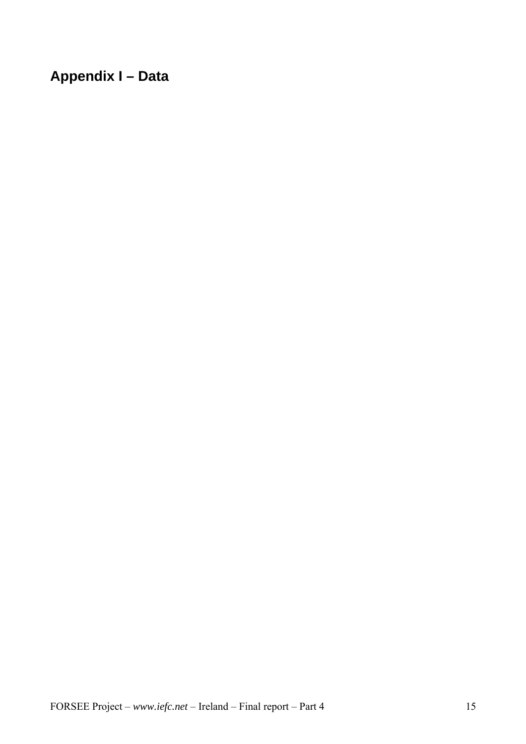## Appendix I – Data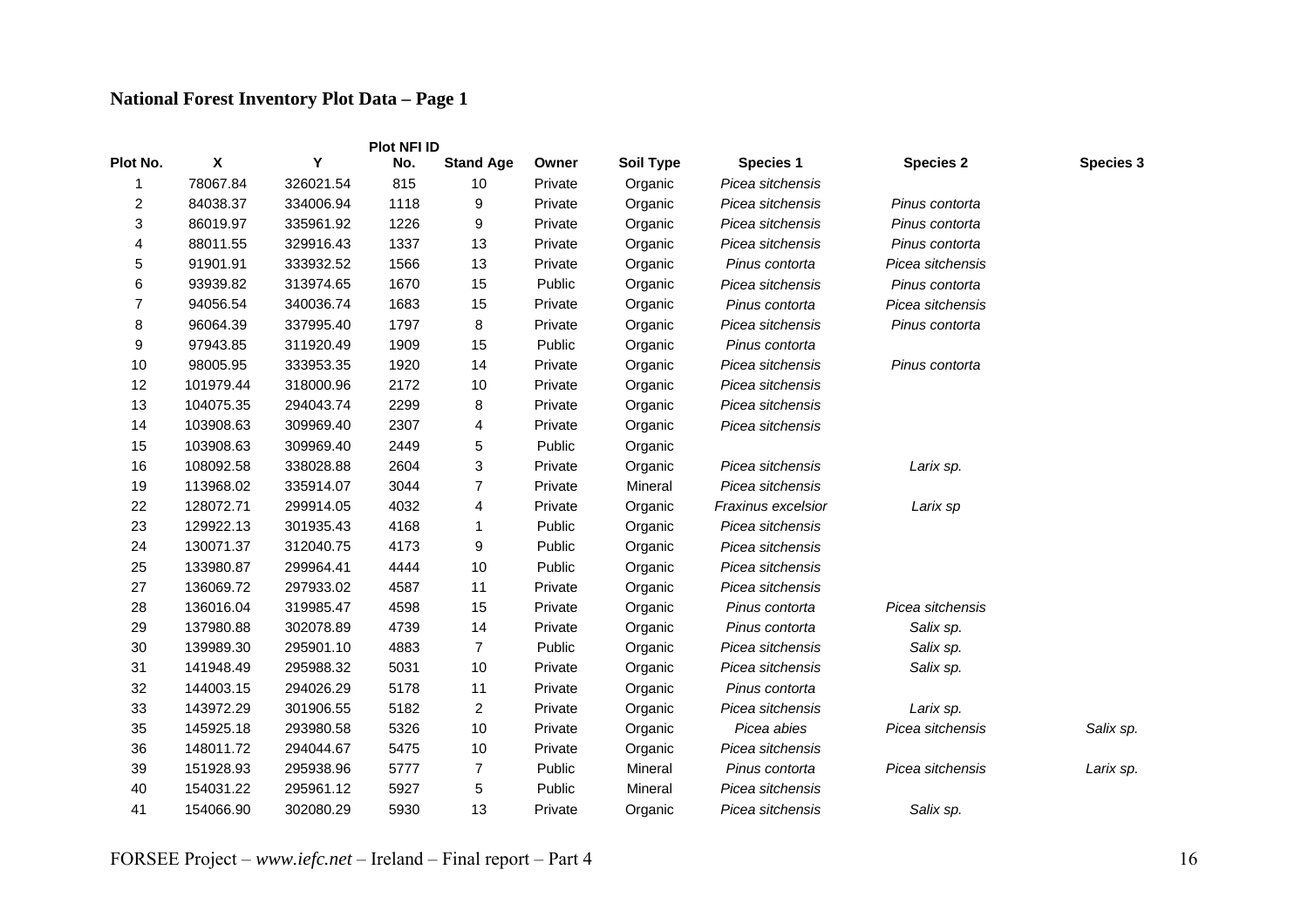**National Forest Inventory Plot Data – Page 1**

| Plot No. | X | Y | Plot NFI ID No. | Stand Age | Owner | Soil Type | Species 1 | Species 2 | Species 3 |
|---|---|---|---|---|---|---|---|---|---|
| 1 | 78067.84 | 326021.54 | 815 | 10 | Private | Organic | *Picea sitchensis* | | |
| 2 | 84038.37 | 334006.94 | 1118 | 9 | Private | Organic | *Picea sitchensis* | *Pinus contorta* | |
| 3 | 86019.97 | 335961.92 | 1226 | 9 | Private | Organic | *Picea sitchensis* | *Pinus contorta* | |
| 4 | 88011.55 | 329916.43 | 1337 | 13 | Private | Organic | *Picea sitchensis* | *Pinus contorta* | |
| 5 | 91901.91 | 333932.52 | 1566 | 13 | Private | Organic | *Pinus contorta* | *Picea sitchensis* | |
| 6 | 93939.82 | 313974.65 | 1670 | 15 | Public | Organic | *Picea sitchensis* | *Pinus contorta* | |
| 7 | 94056.54 | 340036.74 | 1683 | 15 | Private | Organic | *Pinus contorta* | *Picea sitchensis* | |
| 8 | 96064.39 | 337995.40 | 1797 | 8 | Private | Organic | *Picea sitchensis* | *Pinus contorta* | |
| 9 | 97943.85 | 311920.49 | 1909 | 15 | Public | Organic | *Pinus contorta* | | |
| 10 | 98005.95 | 333953.35 | 1920 | 14 | Private | Organic | *Picea sitchensis* | *Pinus contorta* | |
| 12 | 101979.44 | 318000.96 | 2172 | 10 | Private | Organic | *Picea sitchensis* | | |
| 13 | 104075.35 | 294043.74 | 2299 | 8 | Private | Organic | *Picea sitchensis* | | |
| 14 | 103908.63 | 309969.40 | 2307 | 4 | Private | Organic | *Picea sitchensis* | | |
| 15 | 103908.63 | 309969.40 | 2449 | 5 | Public | Organic | | | |
| 16 | 108092.58 | 338028.88 | 2604 | 3 | Private | Organic | *Picea sitchensis* | *Larix sp.* | |
| 19 | 113968.02 | 335914.07 | 3044 | 7 | Private | Mineral | *Picea sitchensis* | | |
| 22 | 128072.71 | 299914.05 | 4032 | 4 | Private | Organic | *Fraxinus excelsior* | *Larix sp* | |
| 23 | 129922.13 | 301935.43 | 4168 | 1 | Public | Organic | *Picea sitchensis* | | |
| 24 | 130071.37 | 312040.75 | 4173 | 9 | Public | Organic | *Picea sitchensis* | | |
| 25 | 133980.87 | 299964.41 | 4444 | 10 | Public | Organic | *Picea sitchensis* | | |
| 27 | 136069.72 | 297933.02 | 4587 | 11 | Private | Organic | *Picea sitchensis* | | |
| 28 | 136016.04 | 319985.47 | 4598 | 15 | Private | Organic | *Pinus contorta* | *Picea sitchensis* | |
| 29 | 137980.88 | 302078.89 | 4739 | 14 | Private | Organic | *Pinus contorta* | *Salix sp.* | |
| 30 | 139989.30 | 295901.10 | 4883 | 7 | Public | Organic | *Picea sitchensis* | *Salix sp.* | |
| 31 | 141948.49 | 295988.32 | 5031 | 10 | Private | Organic | *Picea sitchensis* | *Salix sp.* | |
| 32 | 144003.15 | 294026.29 | 5178 | 11 | Private | Organic | *Pinus contorta* | | |
| 33 | 143972.29 | 301906.55 | 5182 | 2 | Private | Organic | *Picea sitchensis* | *Larix sp.* | |
| 35 | 145925.18 | 293980.58 | 5326 | 10 | Private | Organic | *Picea abies* | *Picea sitchensis* | *Salix sp.* |
| 36 | 148011.72 | 294044.67 | 5475 | 10 | Private | Organic | *Picea sitchensis* | | |
| 39 | 151928.93 | 295938.96 | 5777 | 7 | Public | Mineral | *Pinus contorta* | *Picea sitchensis* | *Larix sp.* |
| 40 | 154031.22 | 295961.12 | 5927 | 5 | Public | Mineral | *Picea sitchensis* | | |
| 41 | 154066.90 | 302080.29 | 5930 | 13 | Private | Organic | *Picea sitchensis* | *Salix sp.* | |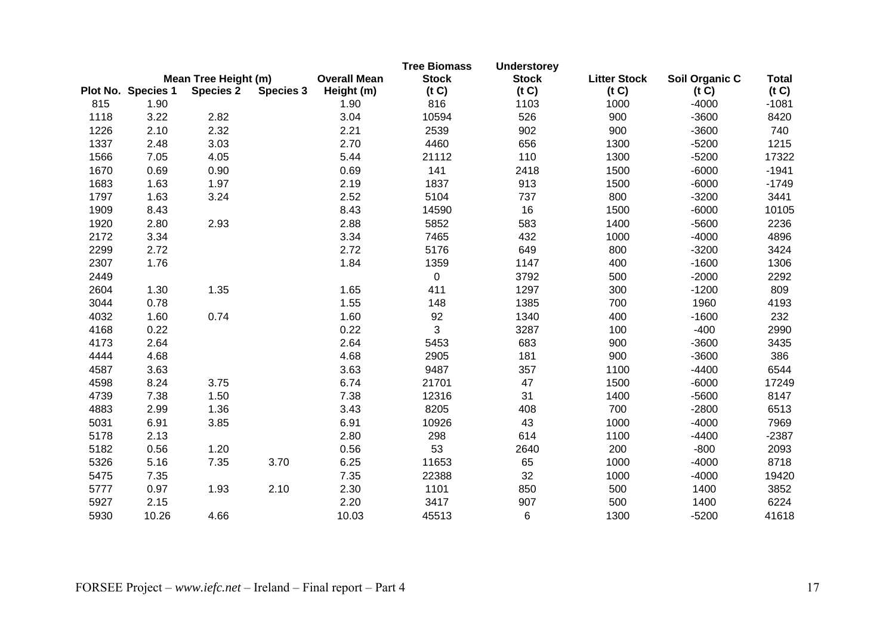| Plot No. | Mean Tree Height (m) Species 1 | Species 2 | Species 3 | Overall Mean Height (m) | Tree Biomass Stock (t C) | Understorey Stock (t C) | Litter Stock (t C) | Soil Organic C (t C) | Total (t C) |
|---|---|---|---|---|---|---|---|---|---|
| 815 | 1.90 | | | 1.90 | 816 | 1103 | 1000 | -4000 | -1081 |
| 1118 | 3.22 | 2.82 | | 3.04 | 10594 | 526 | 900 | -3600 | 8420 |
| 1226 | 2.10 | 2.32 | | 2.21 | 2539 | 902 | 900 | -3600 | 740 |
| 1337 | 2.48 | 3.03 | | 2.70 | 4460 | 656 | 1300 | -5200 | 1215 |
| 1566 | 7.05 | 4.05 | | 5.44 | 21112 | 110 | 1300 | -5200 | 17322 |
| 1670 | 0.69 | 0.90 | | 0.69 | 141 | 2418 | 1500 | -6000 | -1941 |
| 1683 | 1.63 | 1.97 | | 2.19 | 1837 | 913 | 1500 | -6000 | -1749 |
| 1797 | 1.63 | 3.24 | | 2.52 | 5104 | 737 | 800 | -3200 | 3441 |
| 1909 | 8.43 | | | 8.43 | 14590 | 16 | 1500 | -6000 | 10105 |
| 1920 | 2.80 | 2.93 | | 2.88 | 5852 | 583 | 1400 | -5600 | 2236 |
| 2172 | 3.34 | | | 3.34 | 7465 | 432 | 1000 | -4000 | 4896 |
| 2299 | 2.72 | | | 2.72 | 5176 | 649 | 800 | -3200 | 3424 |
| 2307 | 1.76 | | | 1.84 | 1359 | 1147 | 400 | -1600 | 1306 |
| 2449 | | | | | 0 | 3792 | 500 | -2000 | 2292 |
| 2604 | 1.30 | 1.35 | | 1.65 | 411 | 1297 | 300 | -1200 | 809 |
| 3044 | 0.78 | | | 1.55 | 148 | 1385 | 700 | 1960 | 4193 |
| 4032 | 1.60 | 0.74 | | 1.60 | 92 | 1340 | 400 | -1600 | 232 |
| 4168 | 0.22 | | | 0.22 | 3 | 3287 | 100 | -400 | 2990 |
| 4173 | 2.64 | | | 2.64 | 5453 | 683 | 900 | -3600 | 3435 |
| 4444 | 4.68 | | | 4.68 | 2905 | 181 | 900 | -3600 | 386 |
| 4587 | 3.63 | | | 3.63 | 9487 | 357 | 1100 | -4400 | 6544 |
| 4598 | 8.24 | 3.75 | | 6.74 | 21701 | 47 | 1500 | -6000 | 17249 |
| 4739 | 7.38 | 1.50 | | 7.38 | 12316 | 31 | 1400 | -5600 | 8147 |
| 4883 | 2.99 | 1.36 | | 3.43 | 8205 | 408 | 700 | -2800 | 6513 |
| 5031 | 6.91 | 3.85 | | 6.91 | 10926 | 43 | 1000 | -4000 | 7969 |
| 5178 | 2.13 | | | 2.80 | 298 | 614 | 1100 | -4400 | -2387 |
| 5182 | 0.56 | 1.20 | | 0.56 | 53 | 2640 | 200 | -800 | 2093 |
| 5326 | 5.16 | 7.35 | 3.70 | 6.25 | 11653 | 65 | 1000 | -4000 | 8718 |
| 5475 | 7.35 | | | 7.35 | 22388 | 32 | 1000 | -4000 | 19420 |
| 5777 | 0.97 | 1.93 | 2.10 | 2.30 | 1101 | 850 | 500 | 1400 | 3852 |
| 5927 | 2.15 | | | 2.20 | 3417 | 907 | 500 | 1400 | 6224 |
| 5930 | 10.26 | 4.66 | | 10.03 | 45513 | 6 | 1300 | -5200 | 41618 |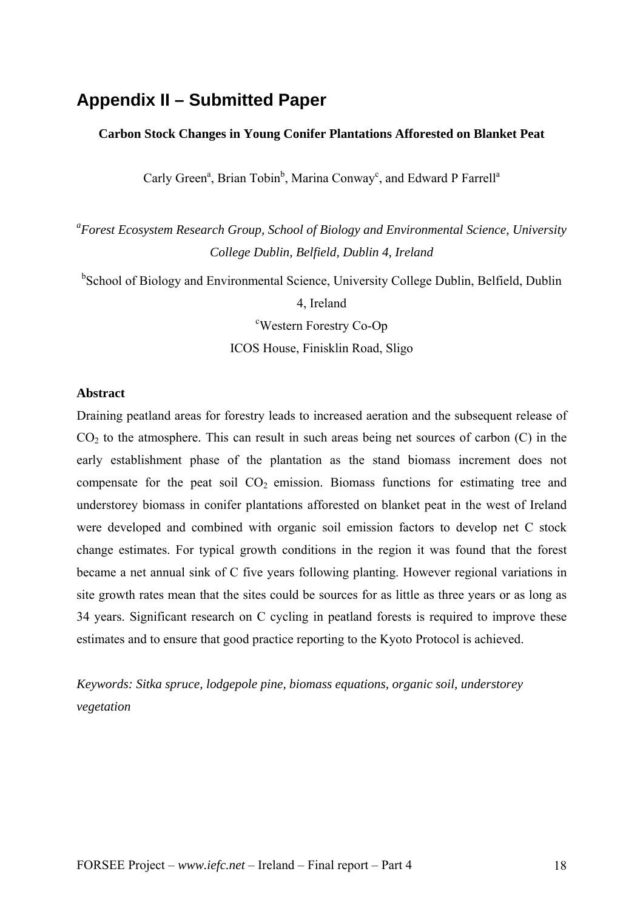# Appendix II – Submitted Paper

**Carbon Stock Changes in Young Conifer Plantations Afforested on Blanket Peat**

Carly Green[a], Brian Tobin[b], Marina Conway[c], and Edward P Farrell[a]

[a]*Forest Ecosystem Research Group, School of Biology and Environmental Science, University College Dublin, Belfield, Dublin 4, Ireland*

[b]School of Biology and Environmental Science, University College Dublin, Belfield, Dublin 4, Ireland

[c]Western Forestry Co-Op
ICOS House, Finisklin Road, Sligo

**Abstract**

Draining peatland areas for forestry leads to increased aeration and the subsequent release of $CO_2$ to the atmosphere. This can result in such areas being net sources of carbon (C) in the early establishment phase of the plantation as the stand biomass increment does not compensate for the peat soil $CO_2$ emission. Biomass functions for estimating tree and understorey biomass in conifer plantations afforested on blanket peat in the west of Ireland were developed and combined with organic soil emission factors to develop net C stock change estimates. For typical growth conditions in the region it was found that the forest became a net annual sink of C five years following planting. However regional variations in site growth rates mean that the sites could be sources for as little as three years or as long as 34 years. Significant research on C cycling in peatland forests is required to improve these estimates and to ensure that good practice reporting to the Kyoto Protocol is achieved.

*Keywords: Sitka spruce, lodgepole pine, biomass equations, organic soil, understorey vegetation*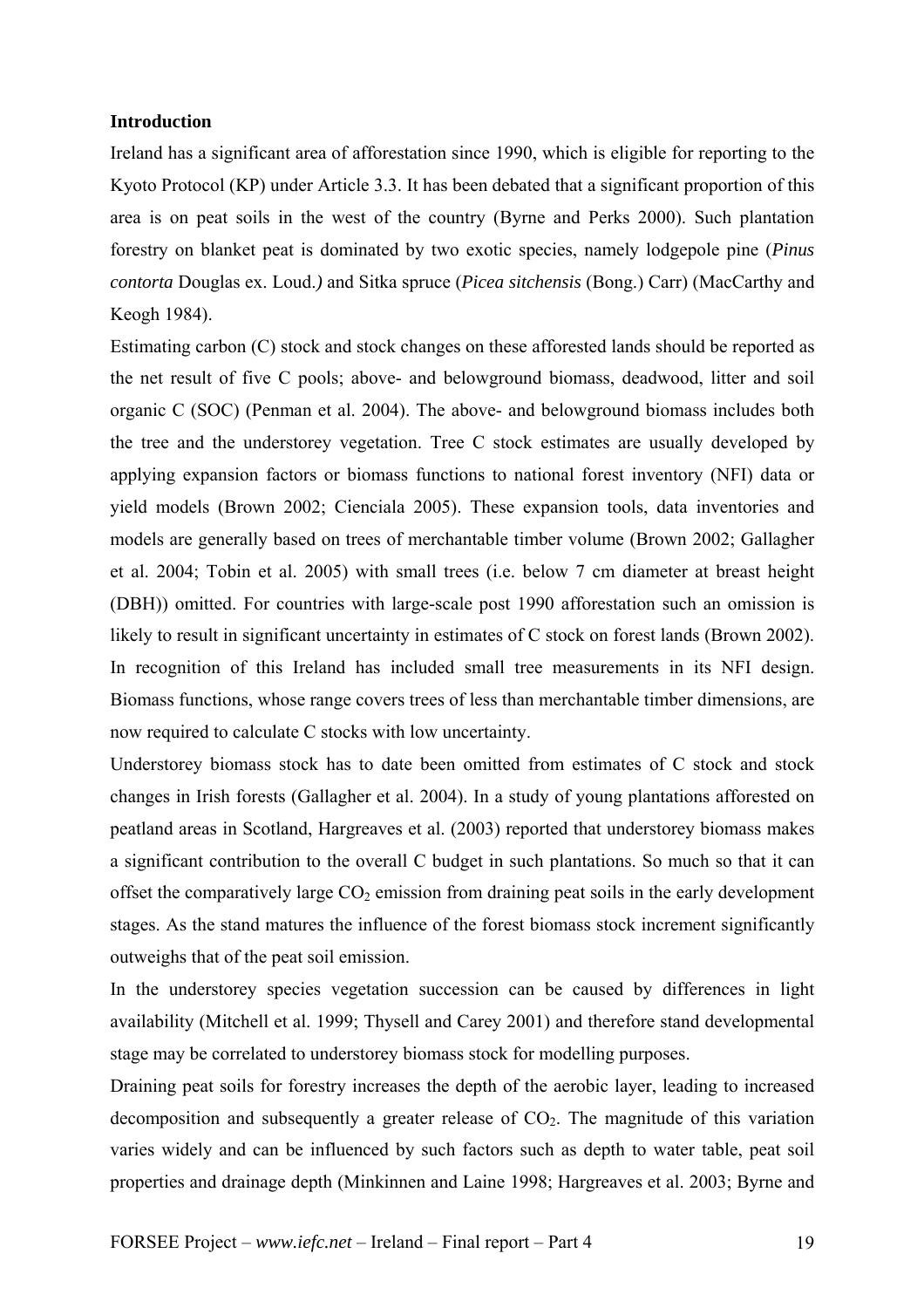**Introduction**

Ireland has a significant area of afforestation since 1990, which is eligible for reporting to the Kyoto Protocol (KP) under Article 3.3. It has been debated that a significant proportion of this area is on peat soils in the west of the country (Byrne and Perks 2000). Such plantation forestry on blanket peat is dominated by two exotic species, namely lodgepole pine (*Pinus contorta* Douglas ex. Loud.*)* and Sitka spruce (*Picea sitchensis* (Bong.) Carr) (MacCarthy and Keogh 1984).

Estimating carbon (C) stock and stock changes on these afforested lands should be reported as the net result of five C pools; above- and belowground biomass, deadwood, litter and soil organic C (SOC) (Penman et al. 2004). The above- and belowground biomass includes both the tree and the understorey vegetation. Tree C stock estimates are usually developed by applying expansion factors or biomass functions to national forest inventory (NFI) data or yield models (Brown 2002; Cienciala 2005). These expansion tools, data inventories and models are generally based on trees of merchantable timber volume (Brown 2002; Gallagher et al. 2004; Tobin et al. 2005) with small trees (i.e. below 7 cm diameter at breast height (DBH)) omitted. For countries with large-scale post 1990 afforestation such an omission is likely to result in significant uncertainty in estimates of C stock on forest lands (Brown 2002). In recognition of this Ireland has included small tree measurements in its NFI design. Biomass functions, whose range covers trees of less than merchantable timber dimensions, are now required to calculate C stocks with low uncertainty.

Understorey biomass stock has to date been omitted from estimates of C stock and stock changes in Irish forests (Gallagher et al. 2004). In a study of young plantations afforested on peatland areas in Scotland, Hargreaves et al. (2003) reported that understorey biomass makes a significant contribution to the overall C budget in such plantations. So much so that it can offset the comparatively large $CO_2$ emission from draining peat soils in the early development stages. As the stand matures the influence of the forest biomass stock increment significantly outweighs that of the peat soil emission.

In the understorey species vegetation succession can be caused by differences in light availability (Mitchell et al. 1999; Thysell and Carey 2001) and therefore stand developmental stage may be correlated to understorey biomass stock for modelling purposes.

Draining peat soils for forestry increases the depth of the aerobic layer, leading to increased decomposition and subsequently a greater release of $CO_2$. The magnitude of this variation varies widely and can be influenced by such factors such as depth to water table, peat soil properties and drainage depth (Minkinnen and Laine 1998; Hargreaves et al. 2003; Byrne and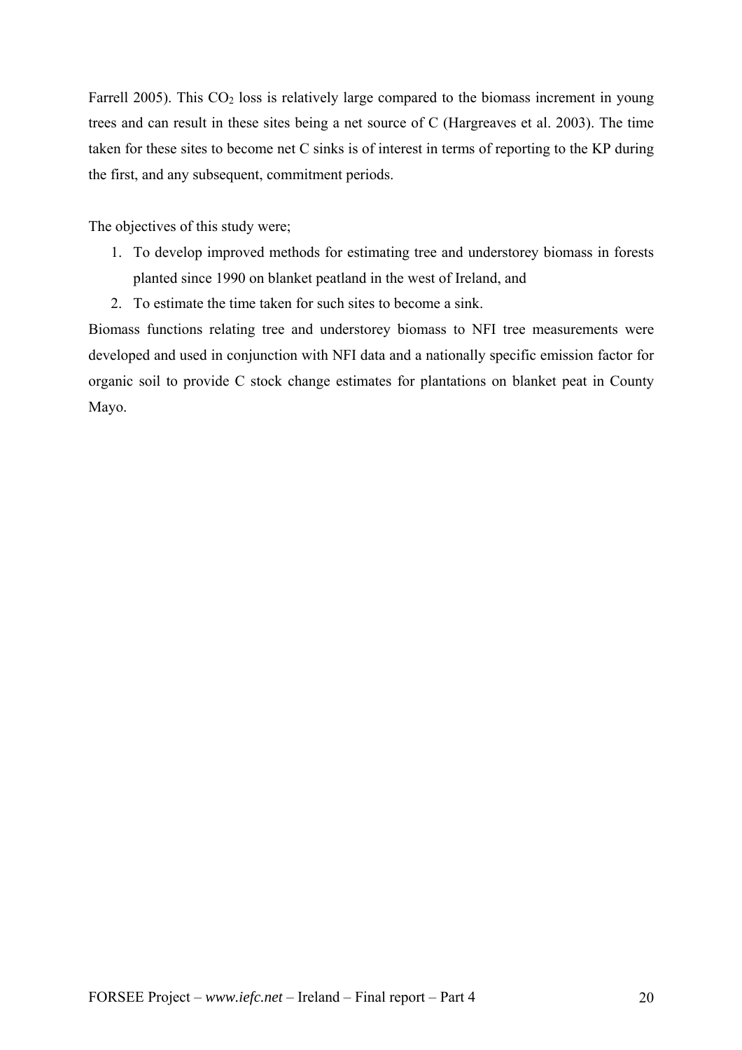Farrell 2005). This $CO_2$ loss is relatively large compared to the biomass increment in young trees and can result in these sites being a net source of C (Hargreaves et al. 2003). The time taken for these sites to become net C sinks is of interest in terms of reporting to the KP during the first, and any subsequent, commitment periods.

The objectives of this study were;

1. To develop improved methods for estimating tree and understorey biomass in forests planted since 1990 on blanket peatland in the west of Ireland, and
2. To estimate the time taken for such sites to become a sink.

Biomass functions relating tree and understorey biomass to NFI tree measurements were developed and used in conjunction with NFI data and a nationally specific emission factor for organic soil to provide C stock change estimates for plantations on blanket peat in County Mayo.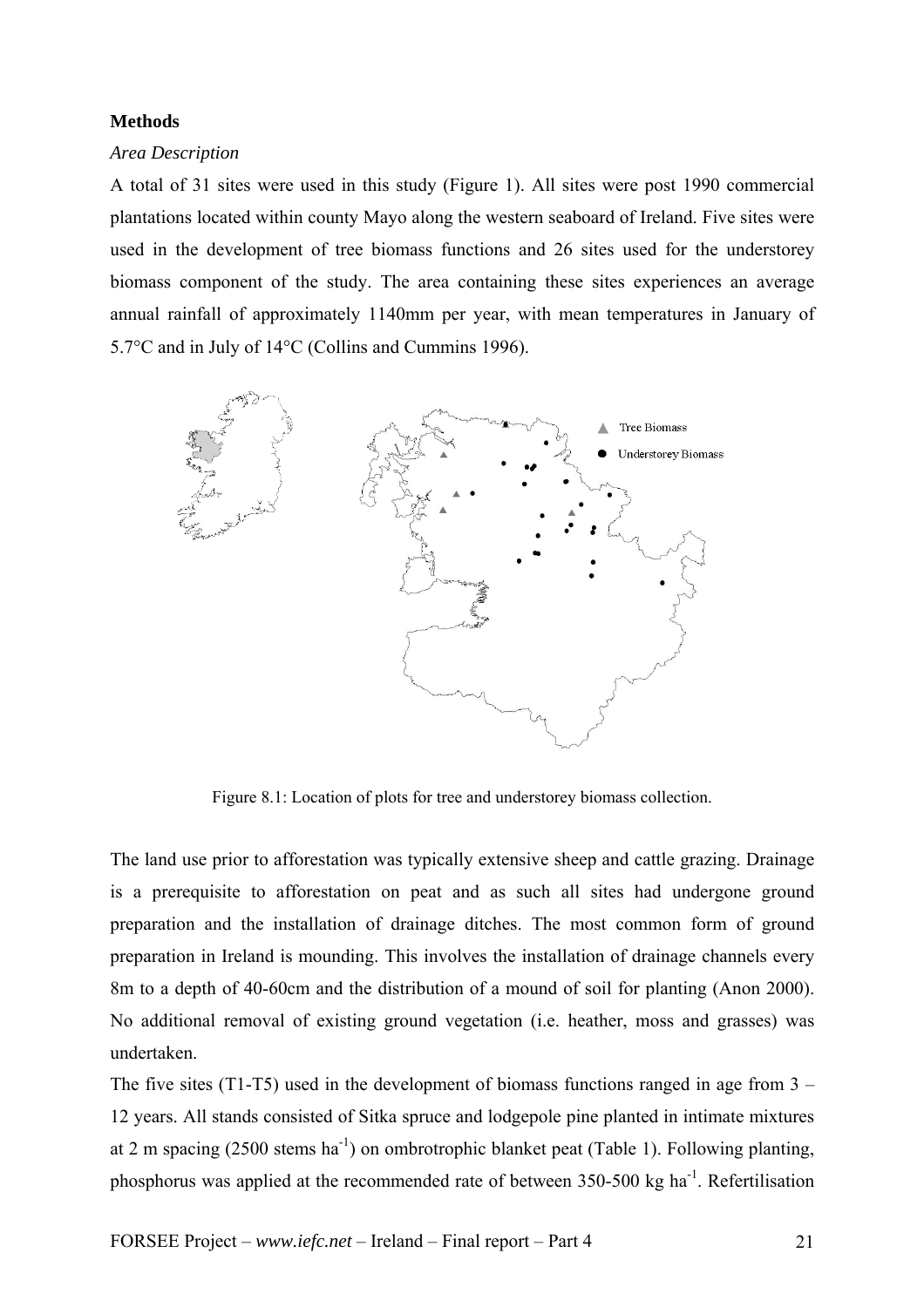**Methods**

*Area Description*

A total of 31 sites were used in this study (Figure 1). All sites were post 1990 commercial plantations located within county Mayo along the western seaboard of Ireland. Five sites were used in the development of tree biomass functions and 26 sites used for the understorey biomass component of the study. The area containing these sites experiences an average annual rainfall of approximately 1140mm per year, with mean temperatures in January of 5.7°C and in July of 14°C (Collins and Cummins 1996).

Figure 8.1: Location of plots for tree and understorey biomass collection.

The land use prior to afforestation was typically extensive sheep and cattle grazing. Drainage is a prerequisite to afforestation on peat and as such all sites had undergone ground preparation and the installation of drainage ditches. The most common form of ground preparation in Ireland is mounding. This involves the installation of drainage channels every 8m to a depth of 40-60cm and the distribution of a mound of soil for planting (Anon 2000). No additional removal of existing ground vegetation (i.e. heather, moss and grasses) was undertaken.

The five sites (T1-T5) used in the development of biomass functions ranged in age from 3 – 12 years. All stands consisted of Sitka spruce and lodgepole pine planted in intimate mixtures at 2 m spacing (2500 stems $ha^{-1}$) on ombrotrophic blanket peat (Table 1). Following planting, phosphorus was applied at the recommended rate of between 350-500 kg $ha^{-1}$. Refertilisation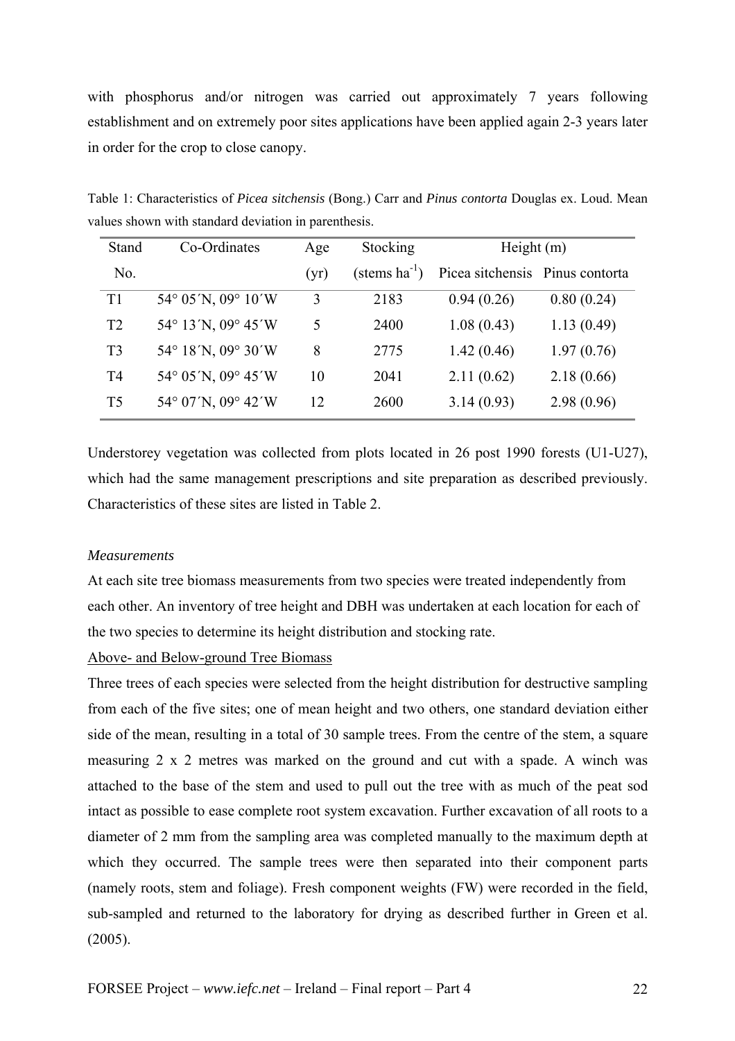with phosphorus and/or nitrogen was carried out approximately 7 years following establishment and on extremely poor sites applications have been applied again 2-3 years later in order for the crop to close canopy.

Table 1: Characteristics of *Picea sitchensis* (Bong.) Carr and *Pinus contorta* Douglas ex. Loud. Mean values shown with standard deviation in parenthesis.

| Stand No. | Co-Ordinates | Age (yr) | Stocking (stems ha$^{-1}$) | Height (m) | |
|---|---|---|---|---|---|
| | | | | Picea sitchensis | Pinus contorta |
| T1 | 54° 05´N, 09° 10´W | 3 | 2183 | 0.94 (0.26) | 0.80 (0.24) |
| T2 | 54° 13´N, 09° 45´W | 5 | 2400 | 1.08 (0.43) | 1.13 (0.49) |
| T3 | 54° 18´N, 09° 30´W | 8 | 2775 | 1.42 (0.46) | 1.97 (0.76) |
| T4 | 54° 05´N, 09° 45´W | 10 | 2041 | 2.11 (0.62) | 2.18 (0.66) |
| T5 | 54° 07´N, 09° 42´W | 12 | 2600 | 3.14 (0.93) | 2.98 (0.96) |

Understorey vegetation was collected from plots located in 26 post 1990 forests (U1-U27), which had the same management prescriptions and site preparation as described previously. Characteristics of these sites are listed in Table 2.

*Measurements*

At each site tree biomass measurements from two species were treated independently from each other. An inventory of tree height and DBH was undertaken at each location for each of the two species to determine its height distribution and stocking rate.

<u>Above- and Below-ground Tree Biomass</u>

Three trees of each species were selected from the height distribution for destructive sampling from each of the five sites; one of mean height and two others, one standard deviation either side of the mean, resulting in a total of 30 sample trees. From the centre of the stem, a square measuring 2 x 2 metres was marked on the ground and cut with a spade. A winch was attached to the base of the stem and used to pull out the tree with as much of the peat sod intact as possible to ease complete root system excavation. Further excavation of all roots to a diameter of 2 mm from the sampling area was completed manually to the maximum depth at which they occurred. The sample trees were then separated into their component parts (namely roots, stem and foliage). Fresh component weights (FW) were recorded in the field, sub-sampled and returned to the laboratory for drying as described further in Green et al. (2005).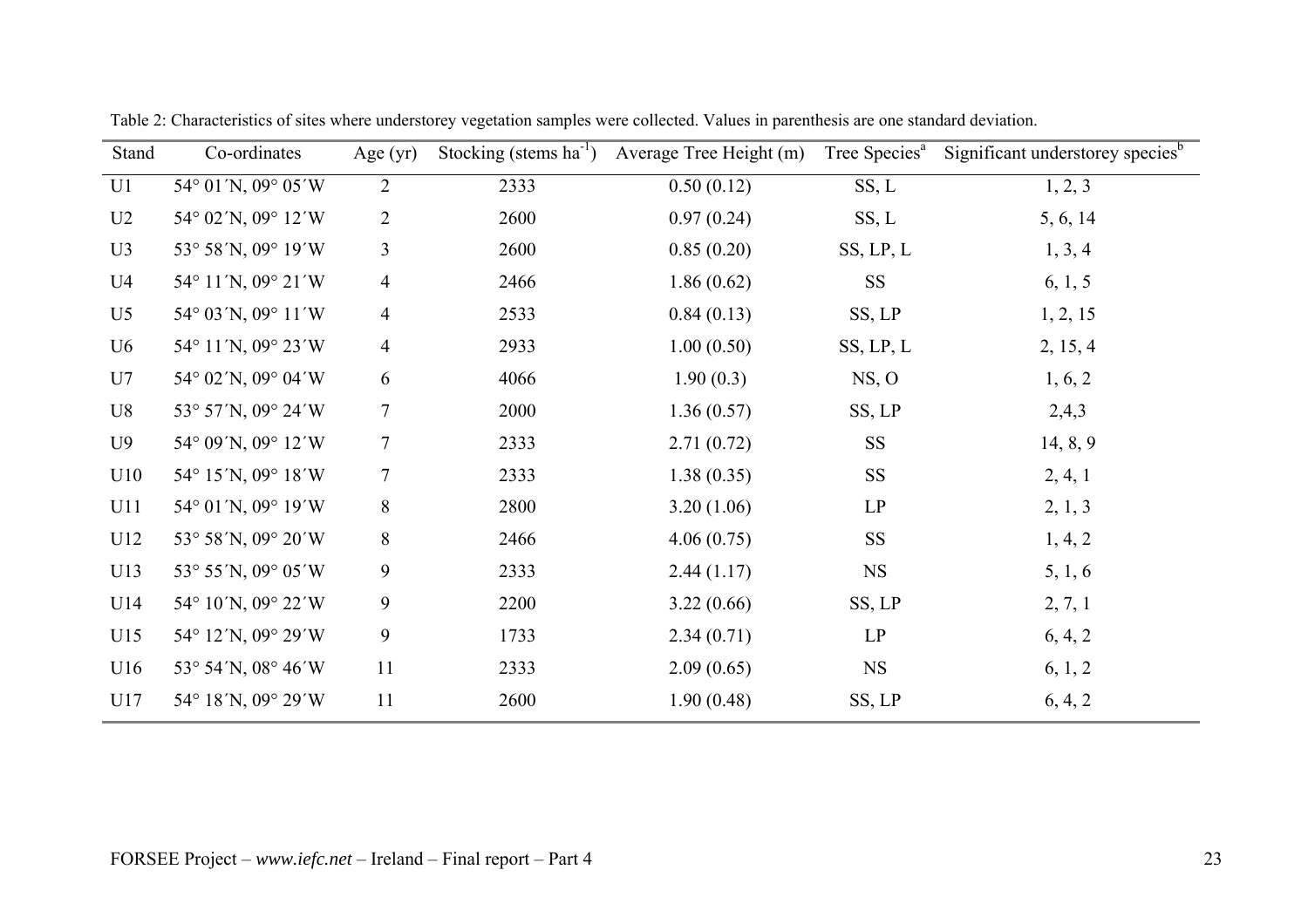Table 2: Characteristics of sites where understorey vegetation samples were collected. Values in parenthesis are one standard deviation.

| Stand | Co-ordinates | Age (yr) | Stocking (stems $ha^{-1}$) | Average Tree Height (m) | Tree Species[a] | Significant understorey species[b] |
|---|---|---|---|---|---|---|
| U1 | 54° 01´N, 09° 05´W | 2 | 2333 | 0.50 (0.12) | SS, L | 1, 2, 3 |
| U2 | 54° 02´N, 09° 12´W | 2 | 2600 | 0.97 (0.24) | SS, L | 5, 6, 14 |
| U3 | 53° 58´N, 09° 19´W | 3 | 2600 | 0.85 (0.20) | SS, LP, L | 1, 3, 4 |
| U4 | 54° 11´N, 09° 21´W | 4 | 2466 | 1.86 (0.62) | SS | 6, 1, 5 |
| U5 | 54° 03´N, 09° 11´W | 4 | 2533 | 0.84 (0.13) | SS, LP | 1, 2, 15 |
| U6 | 54° 11´N, 09° 23´W | 4 | 2933 | 1.00 (0.50) | SS, LP, L | 2, 15, 4 |
| U7 | 54° 02´N, 09° 04´W | 6 | 4066 | 1.90 (0.3) | NS, O | 1, 6, 2 |
| U8 | 53° 57´N, 09° 24´W | 7 | 2000 | 1.36 (0.57) | SS, LP | 2,4,3 |
| U9 | 54° 09´N, 09° 12´W | 7 | 2333 | 2.71 (0.72) | SS | 14, 8, 9 |
| U10 | 54° 15´N, 09° 18´W | 7 | 2333 | 1.38 (0.35) | SS | 2, 4, 1 |
| U11 | 54° 01´N, 09° 19´W | 8 | 2800 | 3.20 (1.06) | LP | 2, 1, 3 |
| U12 | 53° 58´N, 09° 20´W | 8 | 2466 | 4.06 (0.75) | SS | 1, 4, 2 |
| U13 | 53° 55´N, 09° 05´W | 9 | 2333 | 2.44 (1.17) | NS | 5, 1, 6 |
| U14 | 54° 10´N, 09° 22´W | 9 | 2200 | 3.22 (0.66) | SS, LP | 2, 7, 1 |
| U15 | 54° 12´N, 09° 29´W | 9 | 1733 | 2.34 (0.71) | LP | 6, 4, 2 |
| U16 | 53° 54´N, 08° 46´W | 11 | 2333 | 2.09 (0.65) | NS | 6, 1, 2 |
| U17 | 54° 18´N, 09° 29´W | 11 | 2600 | 1.90 (0.48) | SS, LP | 6, 4, 2 |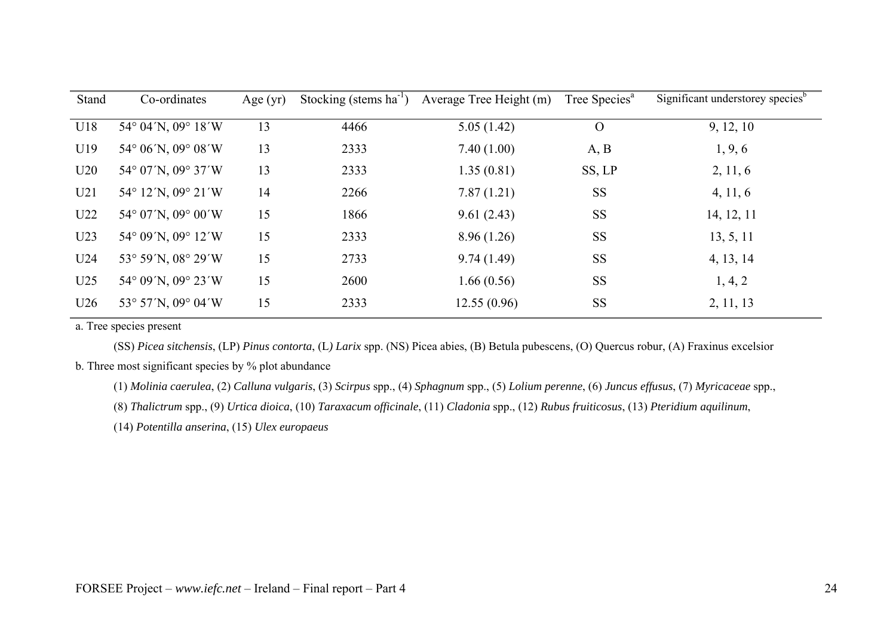| Stand | Co-ordinates | Age (yr) | Stocking (stems ha$^{-1}$) | Average Tree Height (m) | Tree Species[a] | Significant understorey species[b] |
|---|---|---|---|---|---|---|
| U18 | 54° 04´N, 09° 18´W | 13 | 4466 | 5.05 (1.42) | O | 9, 12, 10 |
| U19 | 54° 06´N, 09° 08´W | 13 | 2333 | 7.40 (1.00) | A, B | 1, 9, 6 |
| U20 | 54° 07´N, 09° 37´W | 13 | 2333 | 1.35 (0.81) | SS, LP | 2, 11, 6 |
| U21 | 54° 12´N, 09° 21´W | 14 | 2266 | 7.87 (1.21) | SS | 4, 11, 6 |
| U22 | 54° 07´N, 09° 00´W | 15 | 1866 | 9.61 (2.43) | SS | 14, 12, 11 |
| U23 | 54° 09´N, 09° 12´W | 15 | 2333 | 8.96 (1.26) | SS | 13, 5, 11 |
| U24 | 53° 59´N, 08° 29´W | 15 | 2733 | 9.74 (1.49) | SS | 4, 13, 14 |
| U25 | 54° 09´N, 09° 23´W | 15 | 2600 | 1.66 (0.56) | SS | 1, 4, 2 |
| U26 | 53° 57´N, 09° 04´W | 15 | 2333 | 12.55 (0.96) | SS | 2, 11, 13 |

a. Tree species present

(SS) *Picea sitchensis*, (LP) *Pinus contorta*, (L*) Larix* spp. (NS) Picea abies, (B) Betula pubescens, (O) Quercus robur, (A) Fraxinus excelsior

b. Three most significant species by % plot abundance

(1) *Molinia caerulea*, (2) *Calluna vulgaris*, (3) *Scirpus* spp., (4) *Sphagnum* spp., (5) *Lolium perenne*, (6) *Juncus effusus*, (7) *Myricaceae* spp., (8) *Thalictrum* spp., (9) *Urtica dioica*, (10) *Taraxacum officinale*, (11) *Cladonia* spp., (12) *Rubus fruiticosus*, (13) *Pteridium aquilinum*, (14) *Potentilla anserina*, (15) *Ulex europaeus*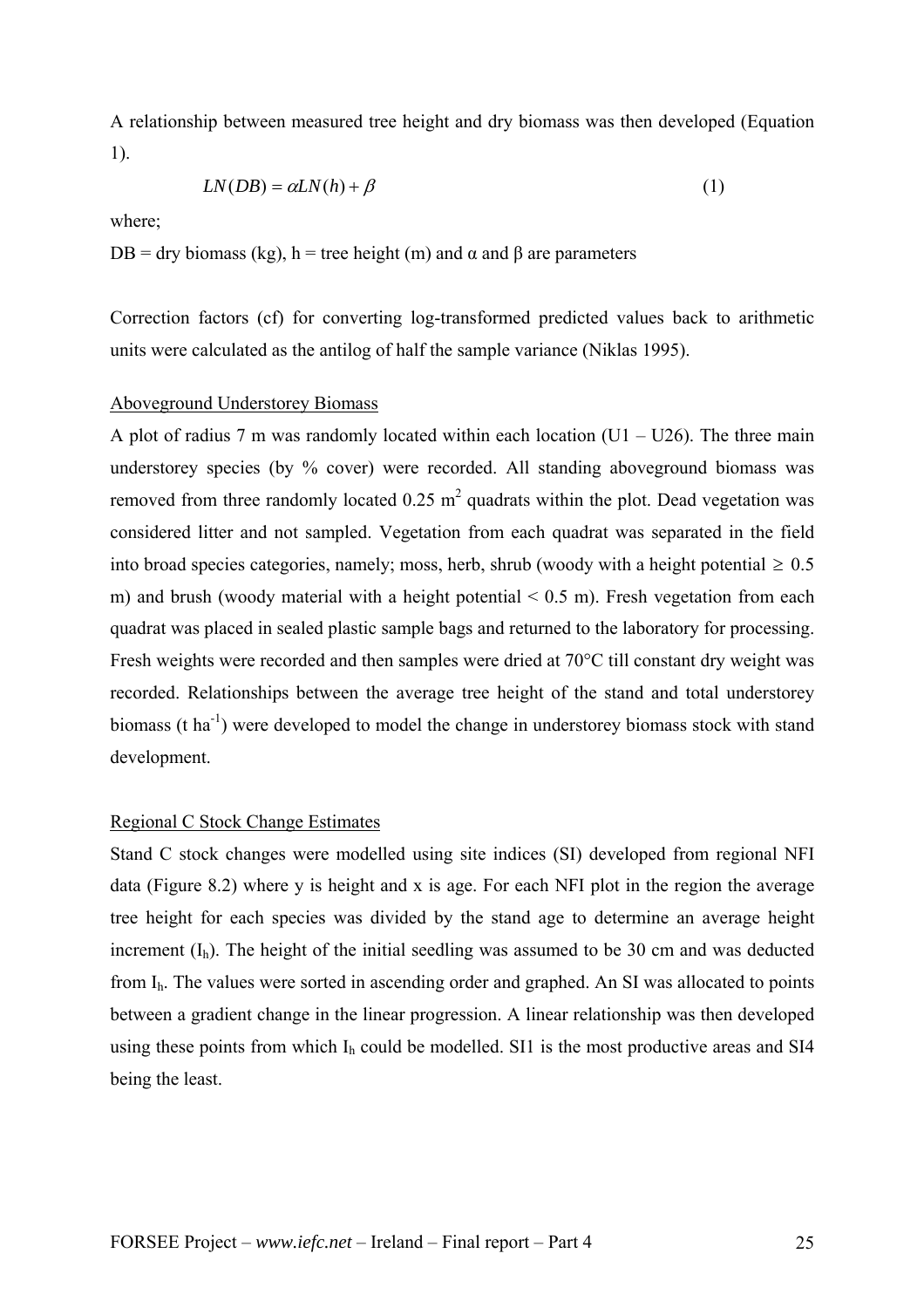A relationship between measured tree height and dry biomass was then developed (Equation 1).

$$LN(DB) = \alpha LN(h) + \beta \quad (1)$$

where;

DB = dry biomass (kg), h = tree height (m) and α and β are parameters

Correction factors (cf) for converting log-transformed predicted values back to arithmetic units were calculated as the antilog of half the sample variance (Niklas 1995).

Aboveground Understorey Biomass

A plot of radius 7 m was randomly located within each location (U1 – U26). The three main understorey species (by % cover) were recorded. All standing aboveground biomass was removed from three randomly located 0.25 $m^2$ quadrats within the plot. Dead vegetation was considered litter and not sampled. Vegetation from each quadrat was separated in the field into broad species categories, namely; moss, herb, shrub (woody with a height potential $\geq$ 0.5 m) and brush (woody material with a height potential < 0.5 m). Fresh vegetation from each quadrat was placed in sealed plastic sample bags and returned to the laboratory for processing. Fresh weights were recorded and then samples were dried at 70°C till constant dry weight was recorded. Relationships between the average tree height of the stand and total understorey biomass (t $ha^{-1}$) were developed to model the change in understorey biomass stock with stand development.

Regional C Stock Change Estimates

Stand C stock changes were modelled using site indices (SI) developed from regional NFI data (Figure 8.2) where y is height and x is age. For each NFI plot in the region the average tree height for each species was divided by the stand age to determine an average height increment ($I_h$). The height of the initial seedling was assumed to be 30 cm and was deducted from $I_h$. The values were sorted in ascending order and graphed. An SI was allocated to points between a gradient change in the linear progression. A linear relationship was then developed using these points from which $I_h$ could be modelled. SI1 is the most productive areas and SI4 being the least.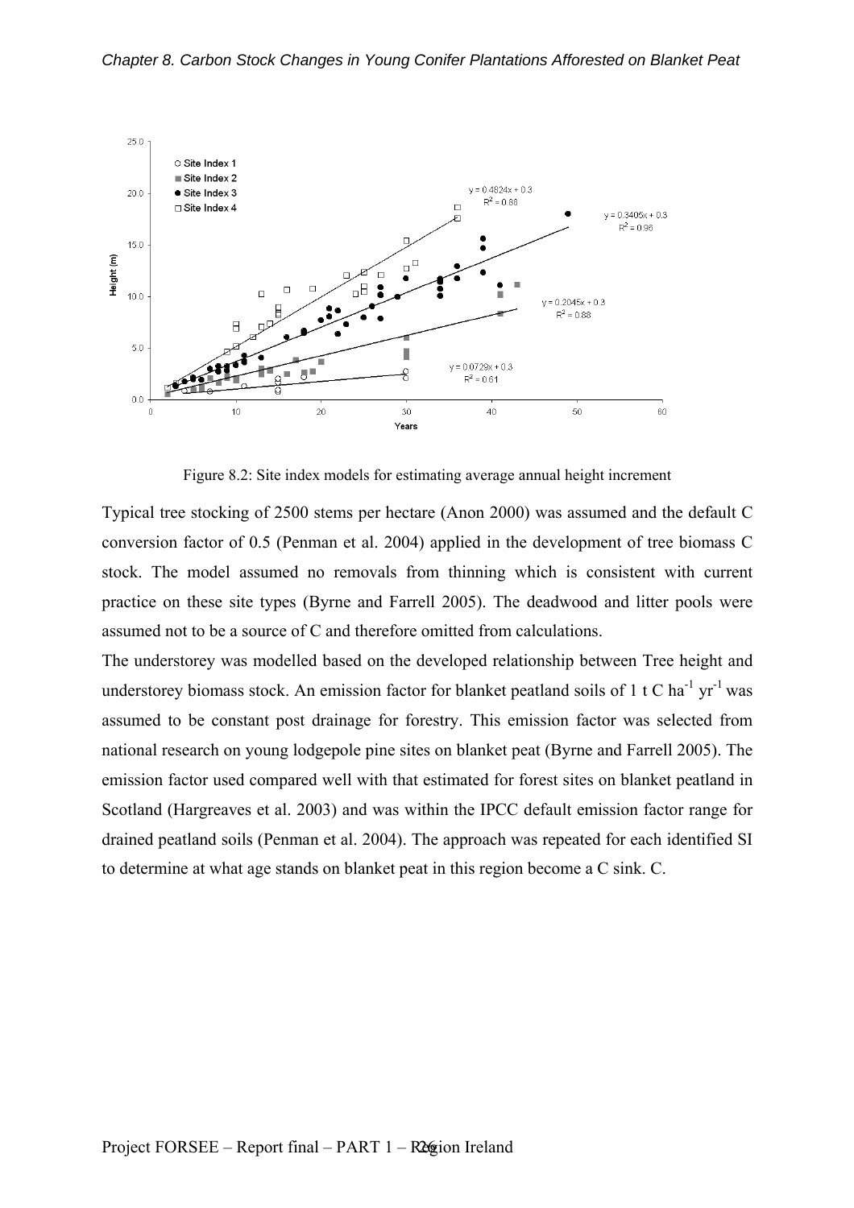Figure 8.2: Site index models for estimating average annual height increment

Typical tree stocking of 2500 stems per hectare (Anon 2000) was assumed and the default C conversion factor of 0.5 (Penman et al. 2004) applied in the development of tree biomass C stock. The model assumed no removals from thinning which is consistent with current practice on these site types (Byrne and Farrell 2005). The deadwood and litter pools were assumed not to be a source of C and therefore omitted from calculations.

The understorey was modelled based on the developed relationship between Tree height and understorey biomass stock. An emission factor for blanket peatland soils of 1 t C $ha^{-1}$ $yr^{-1}$ was assumed to be constant post drainage for forestry. This emission factor was selected from national research on young lodgepole pine sites on blanket peat (Byrne and Farrell 2005). The emission factor used compared well with that estimated for forest sites on blanket peatland in Scotland (Hargreaves et al. 2003) and was within the IPCC default emission factor range for drained peatland soils (Penman et al. 2004). The approach was repeated for each identified SI to determine at what age stands on blanket peat in this region become a C sink. C.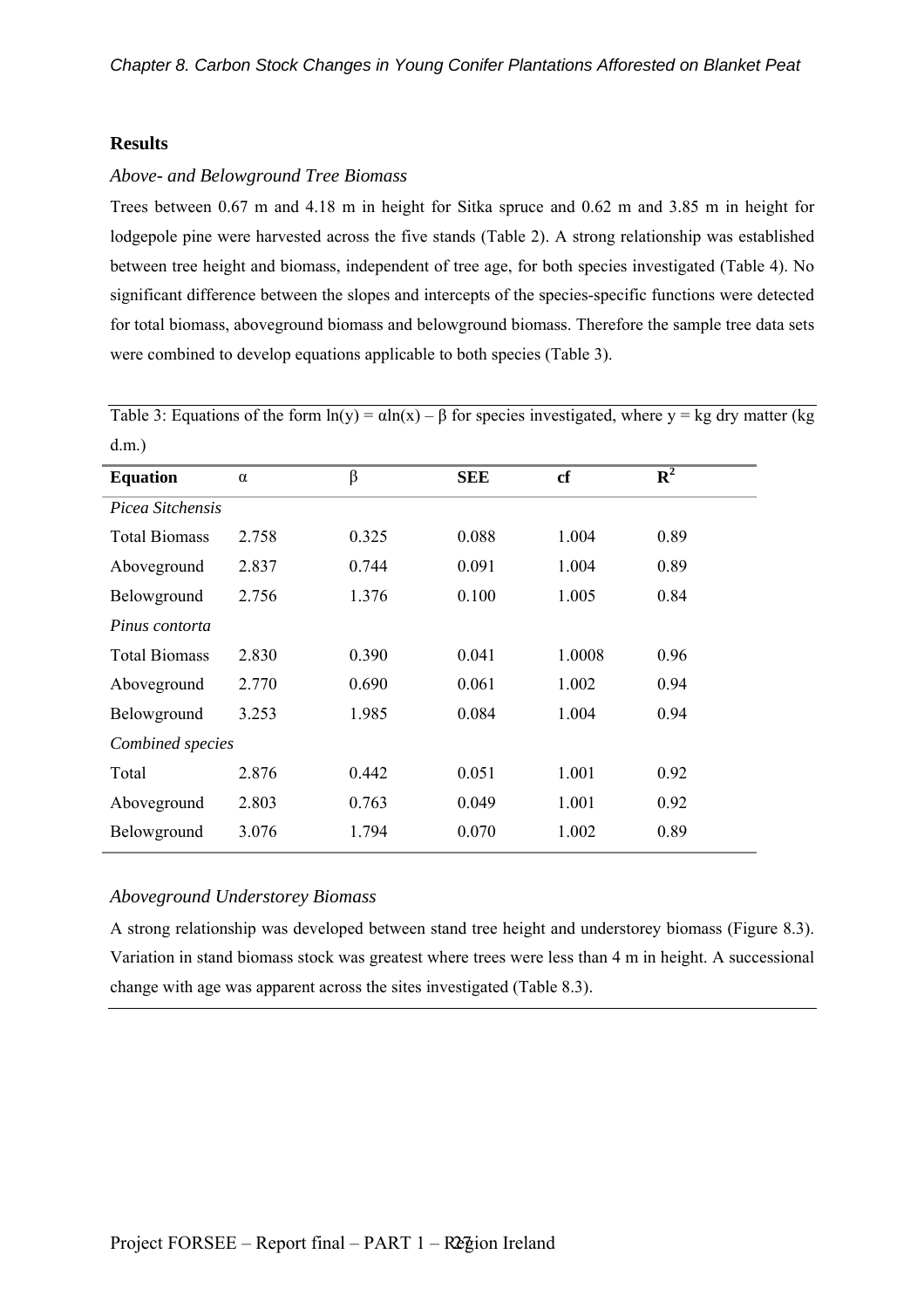## Results

### *Above- and Belowground Tree Biomass*

Trees between 0.67 m and 4.18 m in height for Sitka spruce and 0.62 m and 3.85 m in height for lodgepole pine were harvested across the five stands (Table 2). A strong relationship was established between tree height and biomass, independent of tree age, for both species investigated (Table 4). No significant difference between the slopes and intercepts of the species-specific functions were detected for total biomass, aboveground biomass and belowground biomass. Therefore the sample tree data sets were combined to develop equations applicable to both species (Table 3).

Table 3: Equations of the form $\ln(y) = \alpha\ln(x) - \beta$ for species investigated, where y = kg dry matter (kg d.m.)

| **Equation** | $\alpha$ | $\beta$ | **SEE** | **cf** | $R^2$ |
|---|---|---|---|---|---|
| *Picea Sitchensis* | | | | | |
| Total Biomass | 2.758 | 0.325 | 0.088 | 1.004 | 0.89 |
| Aboveground | 2.837 | 0.744 | 0.091 | 1.004 | 0.89 |
| Belowground | 2.756 | 1.376 | 0.100 | 1.005 | 0.84 |
| *Pinus contorta* | | | | | |
| Total Biomass | 2.830 | 0.390 | 0.041 | 1.0008 | 0.96 |
| Aboveground | 2.770 | 0.690 | 0.061 | 1.002 | 0.94 |
| Belowground | 3.253 | 1.985 | 0.084 | 1.004 | 0.94 |
| *Combined species* | | | | | |
| Total | 2.876 | 0.442 | 0.051 | 1.001 | 0.92 |
| Aboveground | 2.803 | 0.763 | 0.049 | 1.001 | 0.92 |
| Belowground | 3.076 | 1.794 | 0.070 | 1.002 | 0.89 |

### *Aboveground Understorey Biomass*

A strong relationship was developed between stand tree height and understorey biomass (Figure 8.3). Variation in stand biomass stock was greatest where trees were less than 4 m in height. A successional change with age was apparent across the sites investigated (Table 8.3).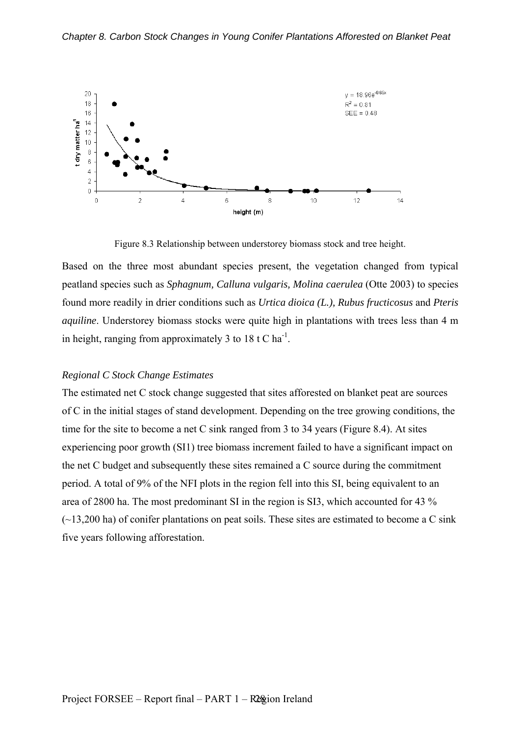Figure 8.3 Relationship between understorey biomass stock and tree height.

Based on the three most abundant species present, the vegetation changed from typical peatland species such as *Sphagnum, Calluna vulgaris, Molina caerulea* (Otte 2003) to species found more readily in drier conditions such as *Urtica dioica (L.), Rubus fructicosus* and *Pteris aquiline*. Understorey biomass stocks were quite high in plantations with trees less than 4 m in height, ranging from approximately 3 to 18 t C $ha^{-1}$.

*Regional C Stock Change Estimates*

The estimated net C stock change suggested that sites afforested on blanket peat are sources of C in the initial stages of stand development. Depending on the tree growing conditions, the time for the site to become a net C sink ranged from 3 to 34 years (Figure 8.4). At sites experiencing poor growth (SI1) tree biomass increment failed to have a significant impact on the net C budget and subsequently these sites remained a C source during the commitment period. A total of 9% of the NFI plots in the region fell into this SI, being equivalent to an area of 2800 ha. The most predominant SI in the region is SI3, which accounted for 43 % (~13,200 ha) of conifer plantations on peat soils. These sites are estimated to become a C sink five years following afforestation.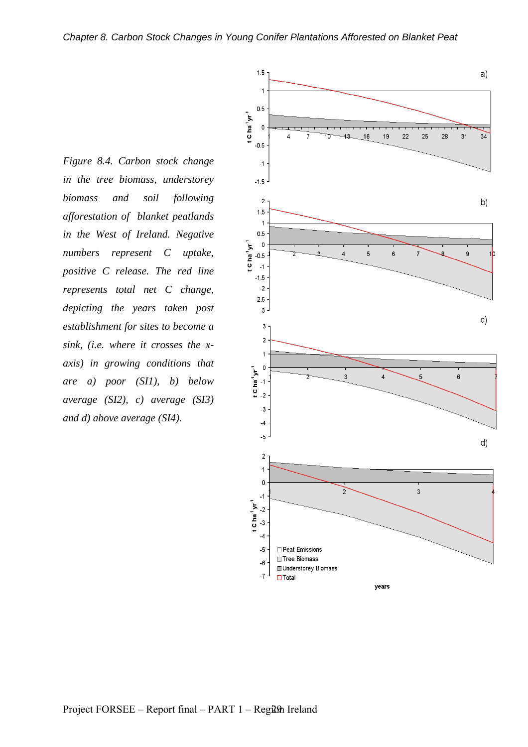*Figure 8.4. Carbon stock change in the tree biomass, understorey biomass and soil following afforestation of blanket peatlands in the West of Ireland. Negative numbers represent C uptake, positive C release. The red line represents total net C change, depicting the years taken post establishment for sites to become a sink, (i.e. where it crosses the x-axis) in growing conditions that are a) poor (SI1), b) below average (SI2), c) average (SI3) and d) above average (SI4).*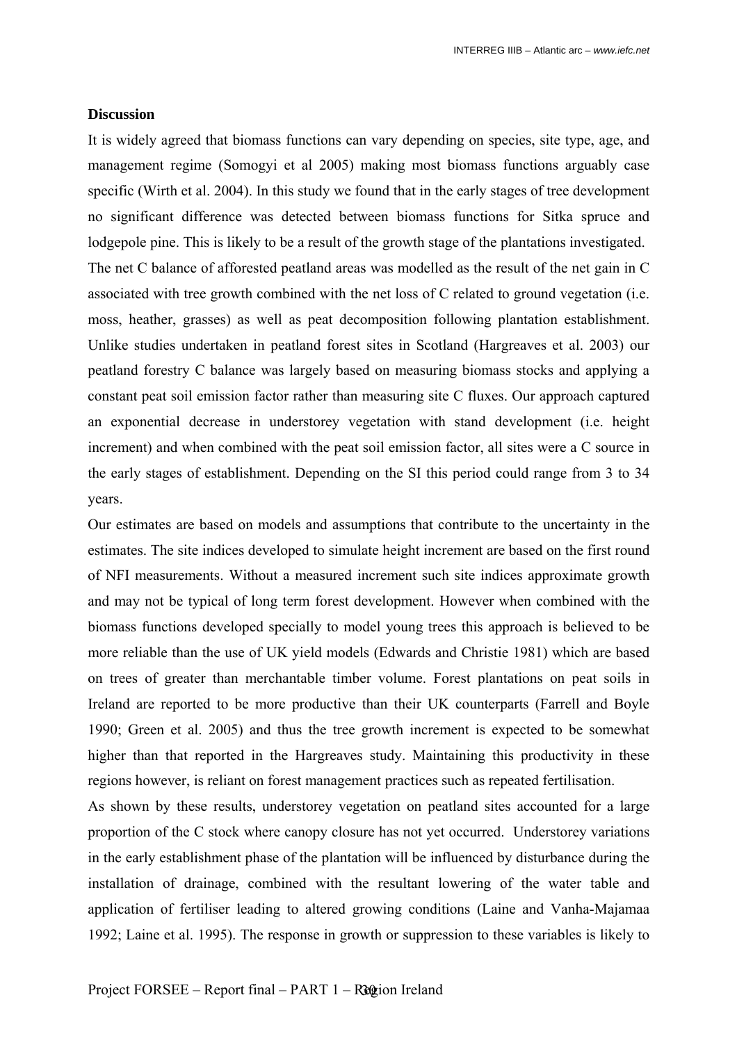**Discussion**

It is widely agreed that biomass functions can vary depending on species, site type, age, and management regime (Somogyi et al 2005) making most biomass functions arguably case specific (Wirth et al. 2004). In this study we found that in the early stages of tree development no significant difference was detected between biomass functions for Sitka spruce and lodgepole pine. This is likely to be a result of the growth stage of the plantations investigated.

The net C balance of afforested peatland areas was modelled as the result of the net gain in C associated with tree growth combined with the net loss of C related to ground vegetation (i.e. moss, heather, grasses) as well as peat decomposition following plantation establishment. Unlike studies undertaken in peatland forest sites in Scotland (Hargreaves et al. 2003) our peatland forestry C balance was largely based on measuring biomass stocks and applying a constant peat soil emission factor rather than measuring site C fluxes. Our approach captured an exponential decrease in understorey vegetation with stand development (i.e. height increment) and when combined with the peat soil emission factor, all sites were a C source in the early stages of establishment. Depending on the SI this period could range from 3 to 34 years.

Our estimates are based on models and assumptions that contribute to the uncertainty in the estimates. The site indices developed to simulate height increment are based on the first round of NFI measurements. Without a measured increment such site indices approximate growth and may not be typical of long term forest development. However when combined with the biomass functions developed specially to model young trees this approach is believed to be more reliable than the use of UK yield models (Edwards and Christie 1981) which are based on trees of greater than merchantable timber volume. Forest plantations on peat soils in Ireland are reported to be more productive than their UK counterparts (Farrell and Boyle 1990; Green et al. 2005) and thus the tree growth increment is expected to be somewhat higher than that reported in the Hargreaves study. Maintaining this productivity in these regions however, is reliant on forest management practices such as repeated fertilisation.

As shown by these results, understorey vegetation on peatland sites accounted for a large proportion of the C stock where canopy closure has not yet occurred. Understorey variations in the early establishment phase of the plantation will be influenced by disturbance during the installation of drainage, combined with the resultant lowering of the water table and application of fertiliser leading to altered growing conditions (Laine and Vanha-Majamaa 1992; Laine et al. 1995). The response in growth or suppression to these variables is likely to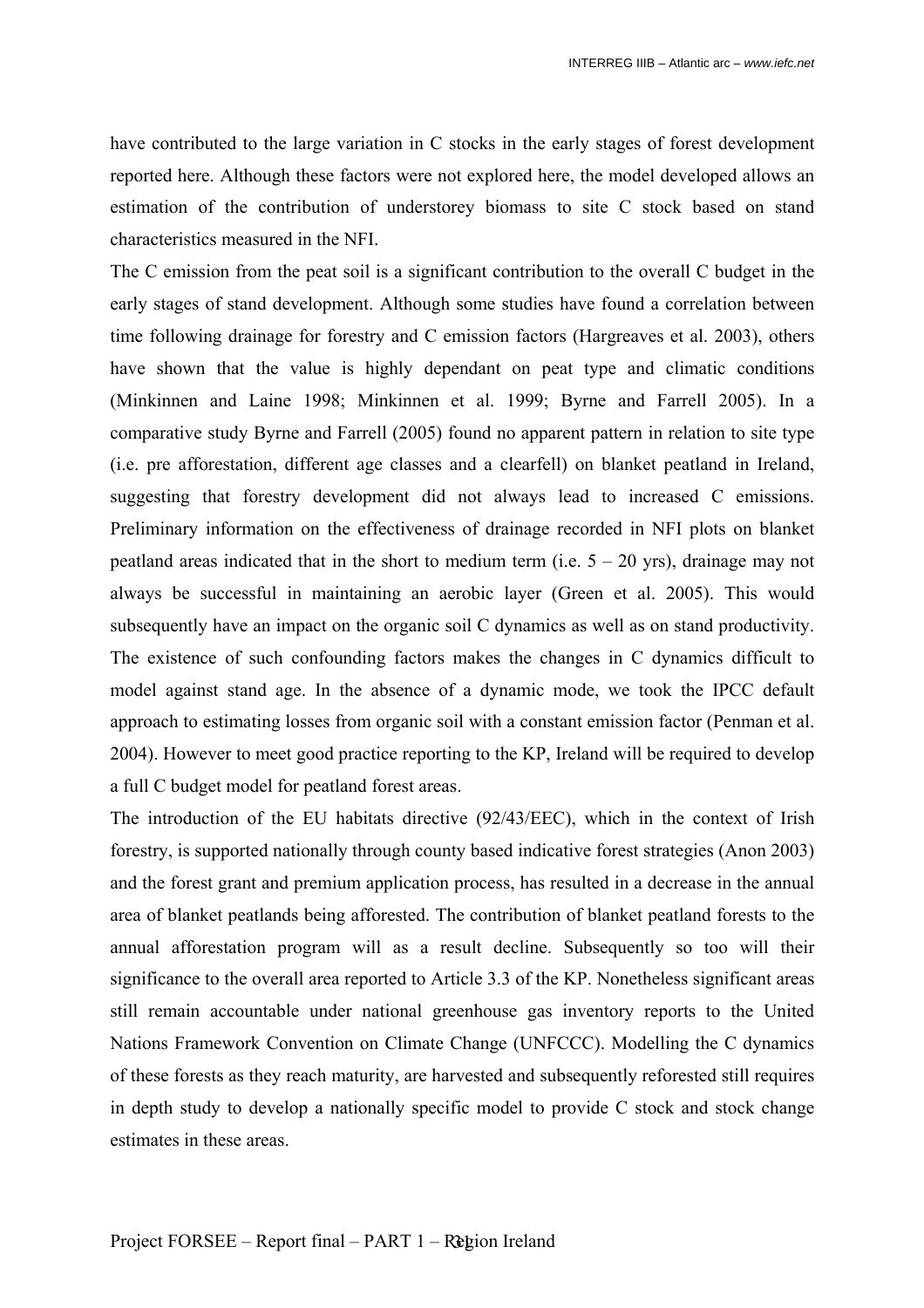have contributed to the large variation in C stocks in the early stages of forest development reported here. Although these factors were not explored here, the model developed allows an estimation of the contribution of understorey biomass to site C stock based on stand characteristics measured in the NFI.

The C emission from the peat soil is a significant contribution to the overall C budget in the early stages of stand development. Although some studies have found a correlation between time following drainage for forestry and C emission factors (Hargreaves et al. 2003), others have shown that the value is highly dependant on peat type and climatic conditions (Minkinnen and Laine 1998; Minkinnen et al. 1999; Byrne and Farrell 2005). In a comparative study Byrne and Farrell (2005) found no apparent pattern in relation to site type (i.e. pre afforestation, different age classes and a clearfell) on blanket peatland in Ireland, suggesting that forestry development did not always lead to increased C emissions. Preliminary information on the effectiveness of drainage recorded in NFI plots on blanket peatland areas indicated that in the short to medium term (i.e. 5 – 20 yrs), drainage may not always be successful in maintaining an aerobic layer (Green et al. 2005). This would subsequently have an impact on the organic soil C dynamics as well as on stand productivity. The existence of such confounding factors makes the changes in C dynamics difficult to model against stand age. In the absence of a dynamic mode, we took the IPCC default approach to estimating losses from organic soil with a constant emission factor (Penman et al. 2004). However to meet good practice reporting to the KP, Ireland will be required to develop a full C budget model for peatland forest areas.

The introduction of the EU habitats directive (92/43/EEC), which in the context of Irish forestry, is supported nationally through county based indicative forest strategies (Anon 2003) and the forest grant and premium application process, has resulted in a decrease in the annual area of blanket peatlands being afforested. The contribution of blanket peatland forests to the annual afforestation program will as a result decline. Subsequently so too will their significance to the overall area reported to Article 3.3 of the KP. Nonetheless significant areas still remain accountable under national greenhouse gas inventory reports to the United Nations Framework Convention on Climate Change (UNFCCC). Modelling the C dynamics of these forests as they reach maturity, are harvested and subsequently reforested still requires in depth study to develop a nationally specific model to provide C stock and stock change estimates in these areas.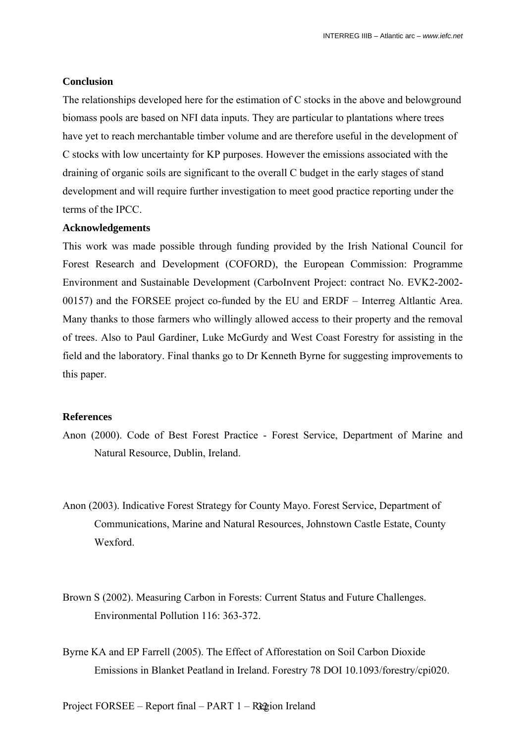**Conclusion**

The relationships developed here for the estimation of C stocks in the above and belowground biomass pools are based on NFI data inputs. They are particular to plantations where trees have yet to reach merchantable timber volume and are therefore useful in the development of C stocks with low uncertainty for KP purposes. However the emissions associated with the draining of organic soils are significant to the overall C budget in the early stages of stand development and will require further investigation to meet good practice reporting under the terms of the IPCC.

**Acknowledgements**

This work was made possible through funding provided by the Irish National Council for Forest Research and Development (COFORD), the European Commission: Programme Environment and Sustainable Development (CarboInvent Project: contract No. EVK2-2002-00157) and the FORSEE project co-funded by the EU and ERDF – Interreg Altlantic Area. Many thanks to those farmers who willingly allowed access to their property and the removal of trees. Also to Paul Gardiner, Luke McGurdy and West Coast Forestry for assisting in the field and the laboratory. Final thanks go to Dr Kenneth Byrne for suggesting improvements to this paper.

**References**

Anon (2000). Code of Best Forest Practice - Forest Service, Department of Marine and Natural Resource, Dublin, Ireland.

Anon (2003). Indicative Forest Strategy for County Mayo. Forest Service, Department of Communications, Marine and Natural Resources, Johnstown Castle Estate, County Wexford.

Brown S (2002). Measuring Carbon in Forests: Current Status and Future Challenges. Environmental Pollution 116: 363-372.

Byrne KA and EP Farrell (2005). The Effect of Afforestation on Soil Carbon Dioxide Emissions in Blanket Peatland in Ireland. Forestry 78 DOI 10.1093/forestry/cpi020.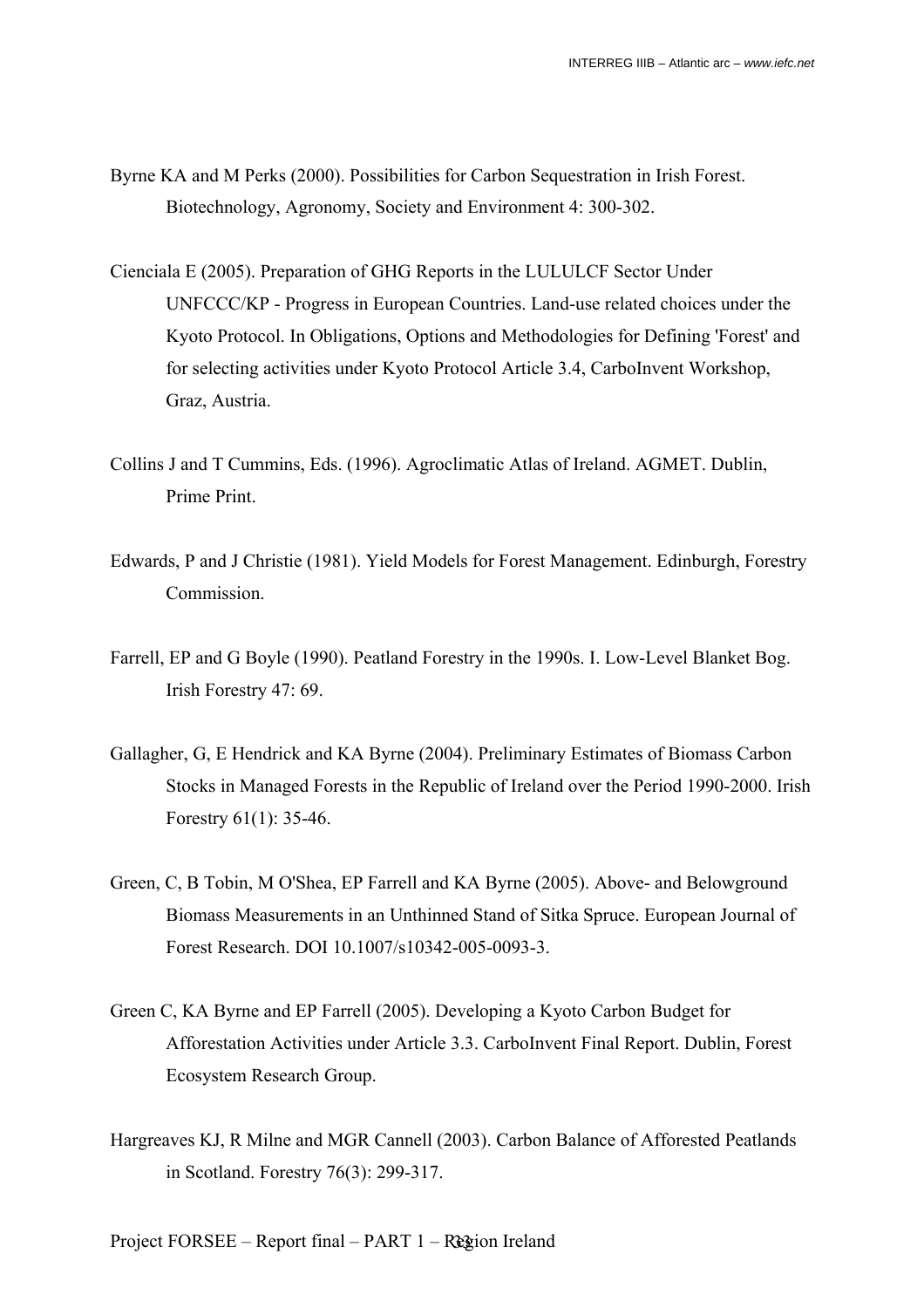Byrne KA and M Perks (2000). Possibilities for Carbon Sequestration in Irish Forest. Biotechnology, Agronomy, Society and Environment 4: 300-302.

Cienciala E (2005). Preparation of GHG Reports in the LULULCF Sector Under UNFCCC/KP - Progress in European Countries. Land-use related choices under the Kyoto Protocol. In Obligations, Options and Methodologies for Defining 'Forest' and for selecting activities under Kyoto Protocol Article 3.4, CarboInvent Workshop, Graz, Austria.

Collins J and T Cummins, Eds. (1996). Agroclimatic Atlas of Ireland. AGMET. Dublin, Prime Print.

Edwards, P and J Christie (1981). Yield Models for Forest Management. Edinburgh, Forestry Commission.

Farrell, EP and G Boyle (1990). Peatland Forestry in the 1990s. I. Low-Level Blanket Bog. Irish Forestry 47: 69.

Gallagher, G, E Hendrick and KA Byrne (2004). Preliminary Estimates of Biomass Carbon Stocks in Managed Forests in the Republic of Ireland over the Period 1990-2000. Irish Forestry 61(1): 35-46.

Green, C, B Tobin, M O'Shea, EP Farrell and KA Byrne (2005). Above- and Belowground Biomass Measurements in an Unthinned Stand of Sitka Spruce. European Journal of Forest Research. DOI 10.1007/s10342-005-0093-3.

Green C, KA Byrne and EP Farrell (2005). Developing a Kyoto Carbon Budget for Afforestation Activities under Article 3.3. CarboInvent Final Report. Dublin, Forest Ecosystem Research Group.

Hargreaves KJ, R Milne and MGR Cannell (2003). Carbon Balance of Afforested Peatlands in Scotland. Forestry 76(3): 299-317.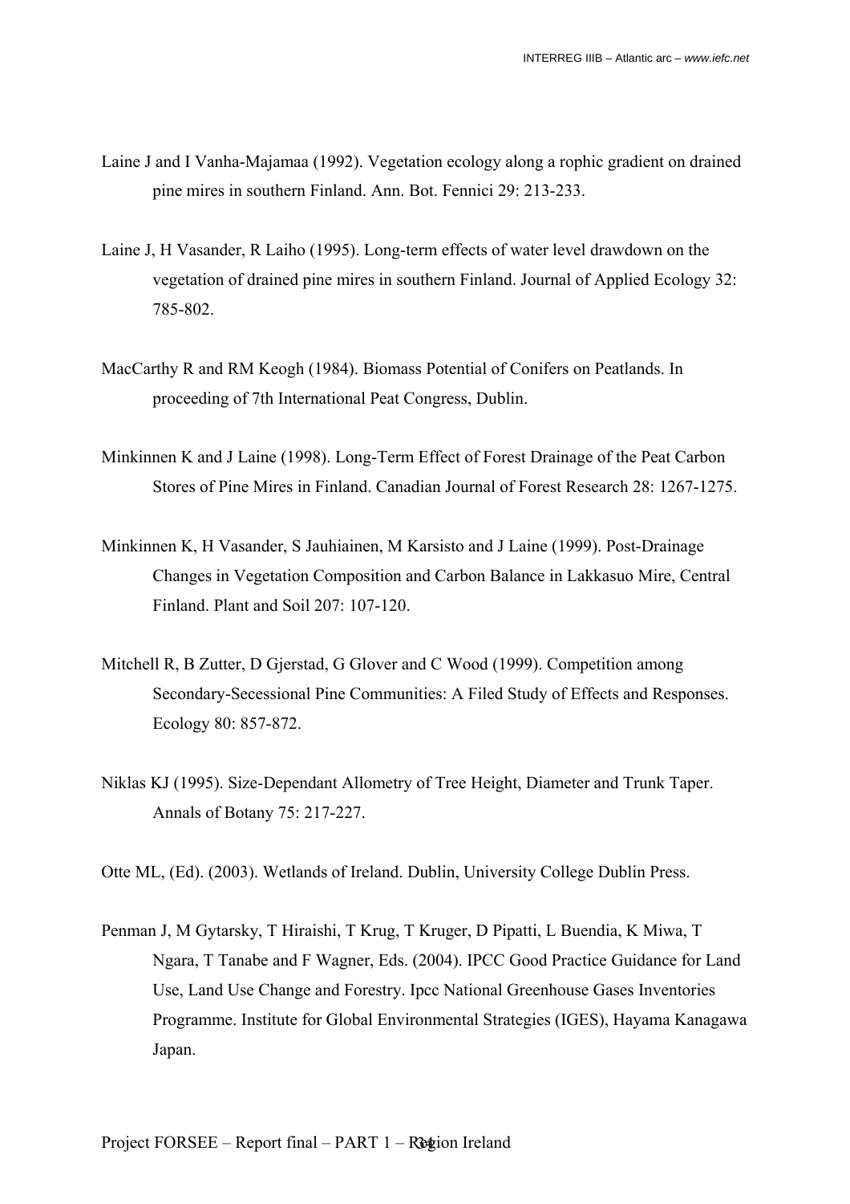Laine J and I Vanha-Majamaa (1992). Vegetation ecology along a rophic gradient on drained pine mires in southern Finland. Ann. Bot. Fennici 29: 213-233.

Laine J, H Vasander, R Laiho (1995). Long-term effects of water level drawdown on the vegetation of drained pine mires in southern Finland. Journal of Applied Ecology 32: 785-802.

MacCarthy R and RM Keogh (1984). Biomass Potential of Conifers on Peatlands. In proceeding of 7th International Peat Congress, Dublin.

Minkinnen K and J Laine (1998). Long-Term Effect of Forest Drainage of the Peat Carbon Stores of Pine Mires in Finland. Canadian Journal of Forest Research 28: 1267-1275.

Minkinnen K, H Vasander, S Jauhiainen, M Karsisto and J Laine (1999). Post-Drainage Changes in Vegetation Composition and Carbon Balance in Lakkasuo Mire, Central Finland. Plant and Soil 207: 107-120.

Mitchell R, B Zutter, D Gjerstad, G Glover and C Wood (1999). Competition among Secondary-Secessional Pine Communities: A Filed Study of Effects and Responses. Ecology 80: 857-872.

Niklas KJ (1995). Size-Dependant Allometry of Tree Height, Diameter and Trunk Taper. Annals of Botany 75: 217-227.

Otte ML, (Ed). (2003). Wetlands of Ireland. Dublin, University College Dublin Press.

Penman J, M Gytarsky, T Hiraishi, T Krug, T Kruger, D Pipatti, L Buendia, K Miwa, T Ngara, T Tanabe and F Wagner, Eds. (2004). IPCC Good Practice Guidance for Land Use, Land Use Change and Forestry. Ipcc National Greenhouse Gases Inventories Programme. Institute for Global Environmental Strategies (IGES), Hayama Kanagawa Japan.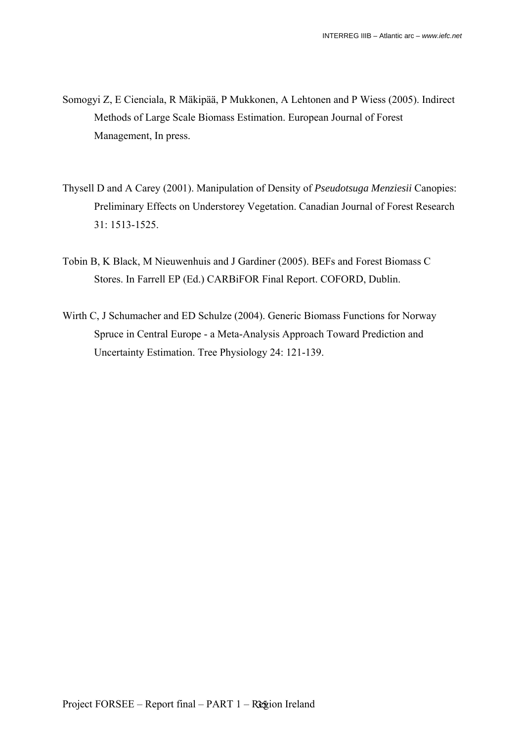Somogyi Z, E Cienciala, R Mäkipää, P Mukkonen, A Lehtonen and P Wiess (2005). Indirect Methods of Large Scale Biomass Estimation. European Journal of Forest Management, In press.

Thysell D and A Carey (2001). Manipulation of Density of *Pseudotsuga Menziesii* Canopies: Preliminary Effects on Understorey Vegetation. Canadian Journal of Forest Research 31: 1513-1525.

Tobin B, K Black, M Nieuwenhuis and J Gardiner (2005). BEFs and Forest Biomass C Stores. In Farrell EP (Ed.) CARBiFOR Final Report. COFORD, Dublin.

Wirth C, J Schumacher and ED Schulze (2004). Generic Biomass Functions for Norway Spruce in Central Europe - a Meta-Analysis Approach Toward Prediction and Uncertainty Estimation. Tree Physiology 24: 121-139.